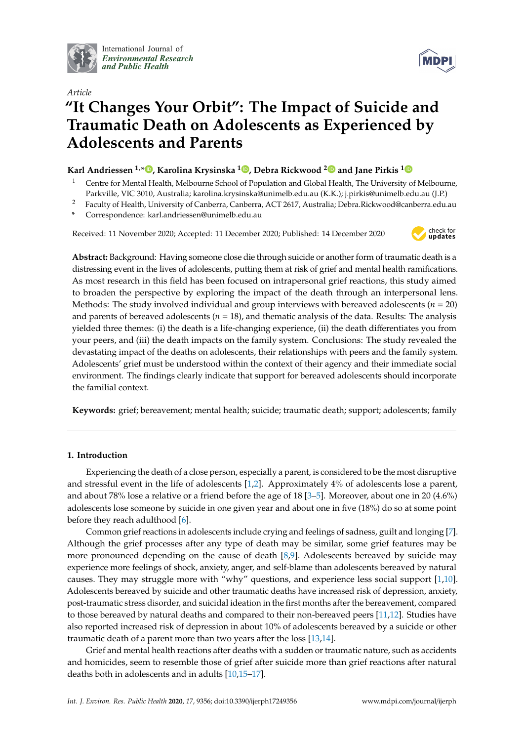International Journal of *Environmental Research and Public Health*

*Article*

# "It Changes Your Orbit": The Impact of Suicide and Traumatic Death on Adolescents as Experienced by Adolescents and Parents

**Karl Andriessen [1,*], Karolina Krysinska [1], Debra Rickwood [2] and Jane Pirkis [1]**

[1] Centre for Mental Health, Melbourne School of Population and Global Health, The University of Melbourne, Parkville, VIC 3010, Australia; karolina.krysinska@unimelb.edu.au (K.K.); j.pirkis@unimelb.edu.au (J.P.)

[2] Faculty of Health, University of Canberra, Canberra, ACT 2617, Australia; Debra.Rickwood@canberra.edu.au

[*] Correspondence: karl.andriessen@unimelb.edu.au

Received: 11 November 2020; Accepted: 11 December 2020; Published: 14 December 2020

**Abstract:** Background: Having someone close die through suicide or another form of traumatic death is a distressing event in the lives of adolescents, putting them at risk of grief and mental health ramifications. As most research in this field has been focused on intrapersonal grief reactions, this study aimed to broaden the perspective by exploring the impact of the death through an interpersonal lens. Methods: The study involved individual and group interviews with bereaved adolescents ($n$ = 20) and parents of bereaved adolescents ($n$ = 18), and thematic analysis of the data. Results: The analysis yielded three themes: (i) the death is a life-changing experience, (ii) the death differentiates you from your peers, and (iii) the death impacts on the family system. Conclusions: The study revealed the devastating impact of the deaths on adolescents, their relationships with peers and the family system. Adolescents' grief must be understood within the context of their agency and their immediate social environment. The findings clearly indicate that support for bereaved adolescents should incorporate the familial context.

**Keywords:** grief; bereavement; mental health; suicide; traumatic death; support; adolescents; family

## 1. Introduction

Experiencing the death of a close person, especially a parent, is considered to be the most disruptive and stressful event in the life of adolescents [1,2]. Approximately 4% of adolescents lose a parent, and about 78% lose a relative or a friend before the age of 18 [3–5]. Moreover, about one in 20 (4.6%) adolescents lose someone by suicide in one given year and about one in five (18%) do so at some point before they reach adulthood [6].

Common grief reactions in adolescents include crying and feelings of sadness, guilt and longing [7]. Although the grief processes after any type of death may be similar, some grief features may be more pronounced depending on the cause of death [8,9]. Adolescents bereaved by suicide may experience more feelings of shock, anxiety, anger, and self-blame than adolescents bereaved by natural causes. They may struggle more with "why" questions, and experience less social support [1,10]. Adolescents bereaved by suicide and other traumatic deaths have increased risk of depression, anxiety, post-traumatic stress disorder, and suicidal ideation in the first months after the bereavement, compared to those bereaved by natural deaths and compared to their non-bereaved peers [11,12]. Studies have also reported increased risk of depression in about 10% of adolescents bereaved by a suicide or other traumatic death of a parent more than two years after the loss [13,14].

Grief and mental health reactions after deaths with a sudden or traumatic nature, such as accidents and homicides, seem to resemble those of grief after suicide more than grief reactions after natural deaths both in adolescents and in adults [10,15–17].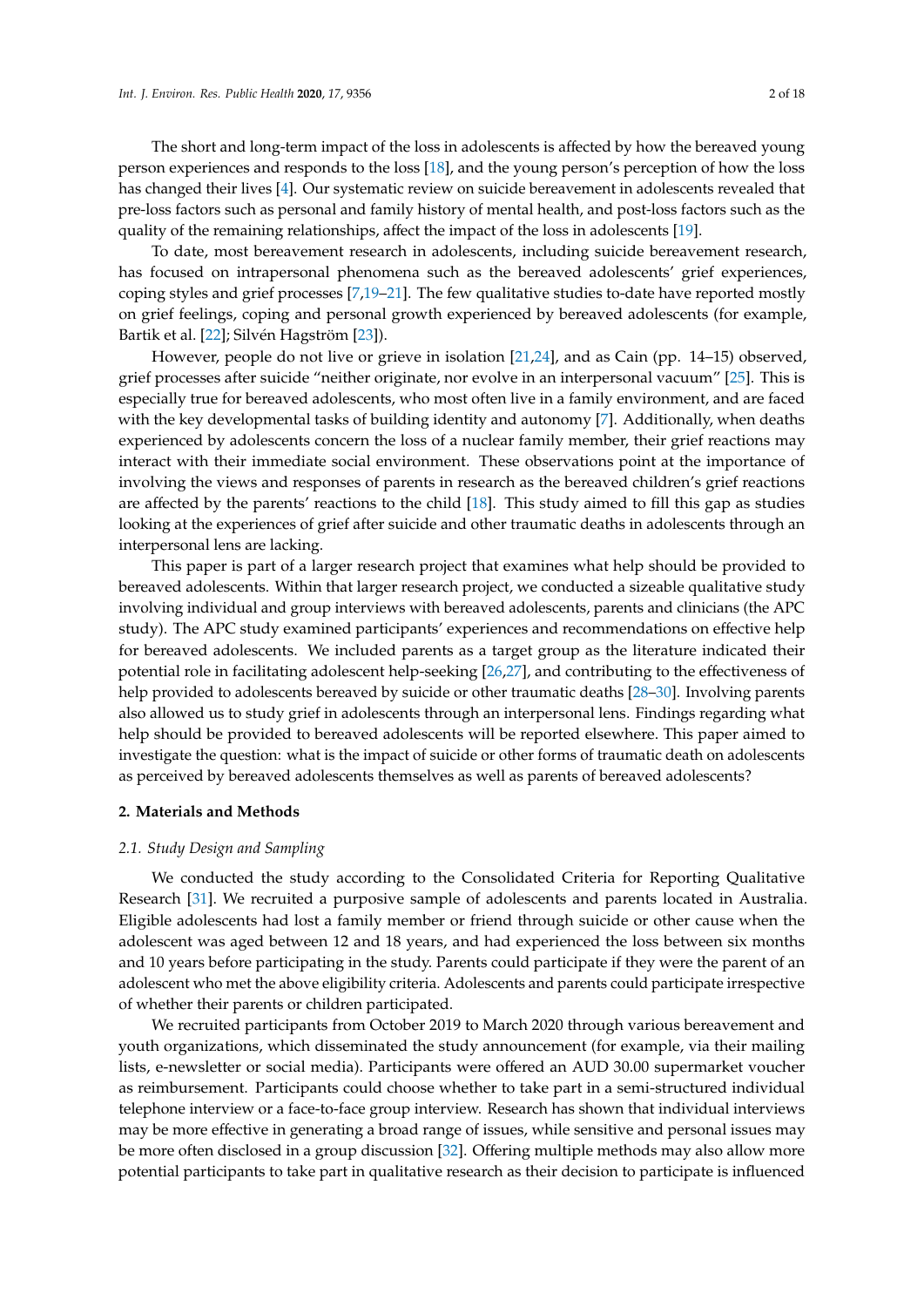The short and long-term impact of the loss in adolescents is affected by how the bereaved young person experiences and responds to the loss [18], and the young person's perception of how the loss has changed their lives [4]. Our systematic review on suicide bereavement in adolescents revealed that pre-loss factors such as personal and family history of mental health, and post-loss factors such as the quality of the remaining relationships, affect the impact of the loss in adolescents [19].

To date, most bereavement research in adolescents, including suicide bereavement research, has focused on intrapersonal phenomena such as the bereaved adolescents' grief experiences, coping styles and grief processes [7,19–21]. The few qualitative studies to-date have reported mostly on grief feelings, coping and personal growth experienced by bereaved adolescents (for example, Bartik et al. [22]; Silvén Hagström [23]).

However, people do not live or grieve in isolation [21,24], and as Cain (pp. 14–15) observed, grief processes after suicide "neither originate, nor evolve in an interpersonal vacuum" [25]. This is especially true for bereaved adolescents, who most often live in a family environment, and are faced with the key developmental tasks of building identity and autonomy [7]. Additionally, when deaths experienced by adolescents concern the loss of a nuclear family member, their grief reactions may interact with their immediate social environment. These observations point at the importance of involving the views and responses of parents in research as the bereaved children's grief reactions are affected by the parents' reactions to the child [18]. This study aimed to fill this gap as studies looking at the experiences of grief after suicide and other traumatic deaths in adolescents through an interpersonal lens are lacking.

This paper is part of a larger research project that examines what help should be provided to bereaved adolescents. Within that larger research project, we conducted a sizeable qualitative study involving individual and group interviews with bereaved adolescents, parents and clinicians (the APC study). The APC study examined participants' experiences and recommendations on effective help for bereaved adolescents. We included parents as a target group as the literature indicated their potential role in facilitating adolescent help-seeking [26,27], and contributing to the effectiveness of help provided to adolescents bereaved by suicide or other traumatic deaths [28–30]. Involving parents also allowed us to study grief in adolescents through an interpersonal lens. Findings regarding what help should be provided to bereaved adolescents will be reported elsewhere. This paper aimed to investigate the question: what is the impact of suicide or other forms of traumatic death on adolescents as perceived by bereaved adolescents themselves as well as parents of bereaved adolescents?

## 2. Materials and Methods

### 2.1. Study Design and Sampling

We conducted the study according to the Consolidated Criteria for Reporting Qualitative Research [31]. We recruited a purposive sample of adolescents and parents located in Australia. Eligible adolescents had lost a family member or friend through suicide or other cause when the adolescent was aged between 12 and 18 years, and had experienced the loss between six months and 10 years before participating in the study. Parents could participate if they were the parent of an adolescent who met the above eligibility criteria. Adolescents and parents could participate irrespective of whether their parents or children participated.

We recruited participants from October 2019 to March 2020 through various bereavement and youth organizations, which disseminated the study announcement (for example, via their mailing lists, e-newsletter or social media). Participants were offered an AUD 30.00 supermarket voucher as reimbursement. Participants could choose whether to take part in a semi-structured individual telephone interview or a face-to-face group interview. Research has shown that individual interviews may be more effective in generating a broad range of issues, while sensitive and personal issues may be more often disclosed in a group discussion [32]. Offering multiple methods may also allow more potential participants to take part in qualitative research as their decision to participate is influenced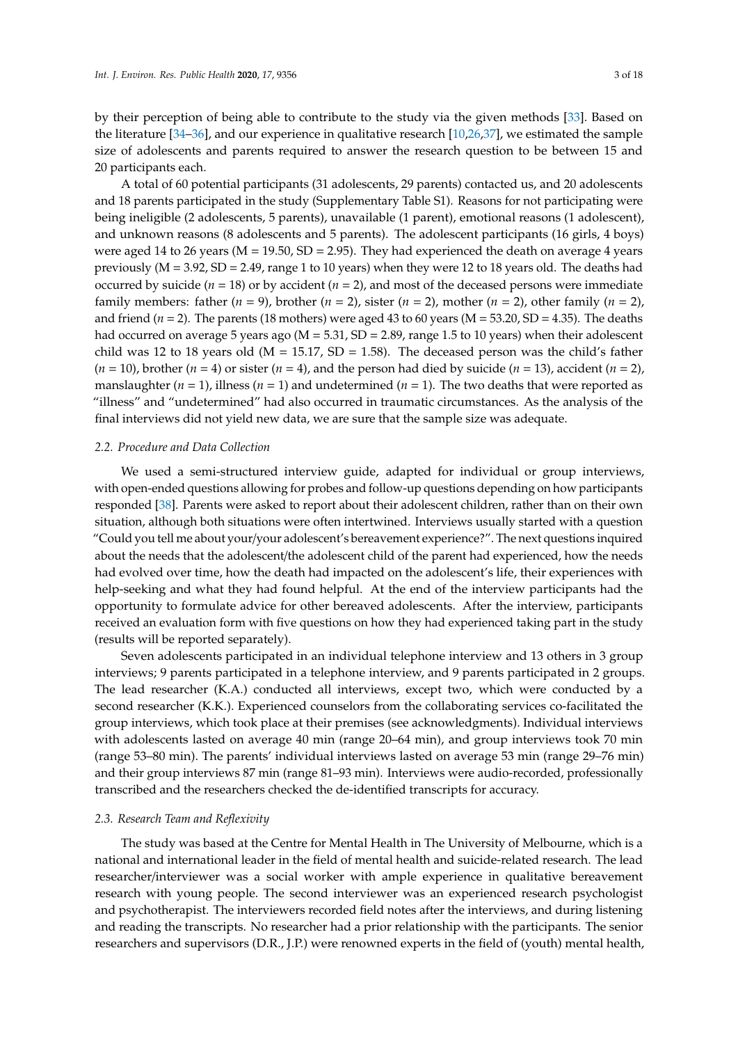by their perception of being able to contribute to the study via the given methods [33]. Based on the literature [34–36], and our experience in qualitative research [10,26,37], we estimated the sample size of adolescents and parents required to answer the research question to be between 15 and 20 participants each.

A total of 60 potential participants (31 adolescents, 29 parents) contacted us, and 20 adolescents and 18 parents participated in the study (Supplementary Table S1). Reasons for not participating were being ineligible (2 adolescents, 5 parents), unavailable (1 parent), emotional reasons (1 adolescent), and unknown reasons (8 adolescents and 5 parents). The adolescent participants (16 girls, 4 boys) were aged 14 to 26 years (M = 19.50, SD = 2.95). They had experienced the death on average 4 years previously (M = 3.92, SD = 2.49, range 1 to 10 years) when they were 12 to 18 years old. The deaths had occurred by suicide ($n$ = 18) or by accident ($n$ = 2), and most of the deceased persons were immediate family members: father ($n$ = 9), brother ($n$ = 2), sister ($n$ = 2), mother ($n$ = 2), other family ($n$ = 2), and friend ($n$ = 2). The parents (18 mothers) were aged 43 to 60 years (M = 53.20, SD = 4.35). The deaths had occurred on average 5 years ago (M = 5.31, SD = 2.89, range 1.5 to 10 years) when their adolescent child was 12 to 18 years old (M = 15.17, SD = 1.58). The deceased person was the child's father ($n$ = 10), brother ($n$ = 4) or sister ($n$ = 4), and the person had died by suicide ($n$ = 13), accident ($n$ = 2), manslaughter ($n$ = 1), illness ($n$ = 1) and undetermined ($n$ = 1). The two deaths that were reported as "illness" and "undetermined" had also occurred in traumatic circumstances. As the analysis of the final interviews did not yield new data, we are sure that the sample size was adequate.

### 2.2. Procedure and Data Collection

We used a semi-structured interview guide, adapted for individual or group interviews, with open-ended questions allowing for probes and follow-up questions depending on how participants responded [38]. Parents were asked to report about their adolescent children, rather than on their own situation, although both situations were often intertwined. Interviews usually started with a question "Could you tell me about your/your adolescent's bereavement experience?". The next questions inquired about the needs that the adolescent/the adolescent child of the parent had experienced, how the needs had evolved over time, how the death had impacted on the adolescent's life, their experiences with help-seeking and what they had found helpful. At the end of the interview participants had the opportunity to formulate advice for other bereaved adolescents. After the interview, participants received an evaluation form with five questions on how they had experienced taking part in the study (results will be reported separately).

Seven adolescents participated in an individual telephone interview and 13 others in 3 group interviews; 9 parents participated in a telephone interview, and 9 parents participated in 2 groups. The lead researcher (K.A.) conducted all interviews, except two, which were conducted by a second researcher (K.K.). Experienced counselors from the collaborating services co-facilitated the group interviews, which took place at their premises (see acknowledgments). Individual interviews with adolescents lasted on average 40 min (range 20–64 min), and group interviews took 70 min (range 53–80 min). The parents' individual interviews lasted on average 53 min (range 29–76 min) and their group interviews 87 min (range 81–93 min). Interviews were audio-recorded, professionally transcribed and the researchers checked the de-identified transcripts for accuracy.

### 2.3. Research Team and Reflexivity

The study was based at the Centre for Mental Health in The University of Melbourne, which is a national and international leader in the field of mental health and suicide-related research. The lead researcher/interviewer was a social worker with ample experience in qualitative bereavement research with young people. The second interviewer was an experienced research psychologist and psychotherapist. The interviewers recorded field notes after the interviews, and during listening and reading the transcripts. No researcher had a prior relationship with the participants. The senior researchers and supervisors (D.R., J.P.) were renowned experts in the field of (youth) mental health,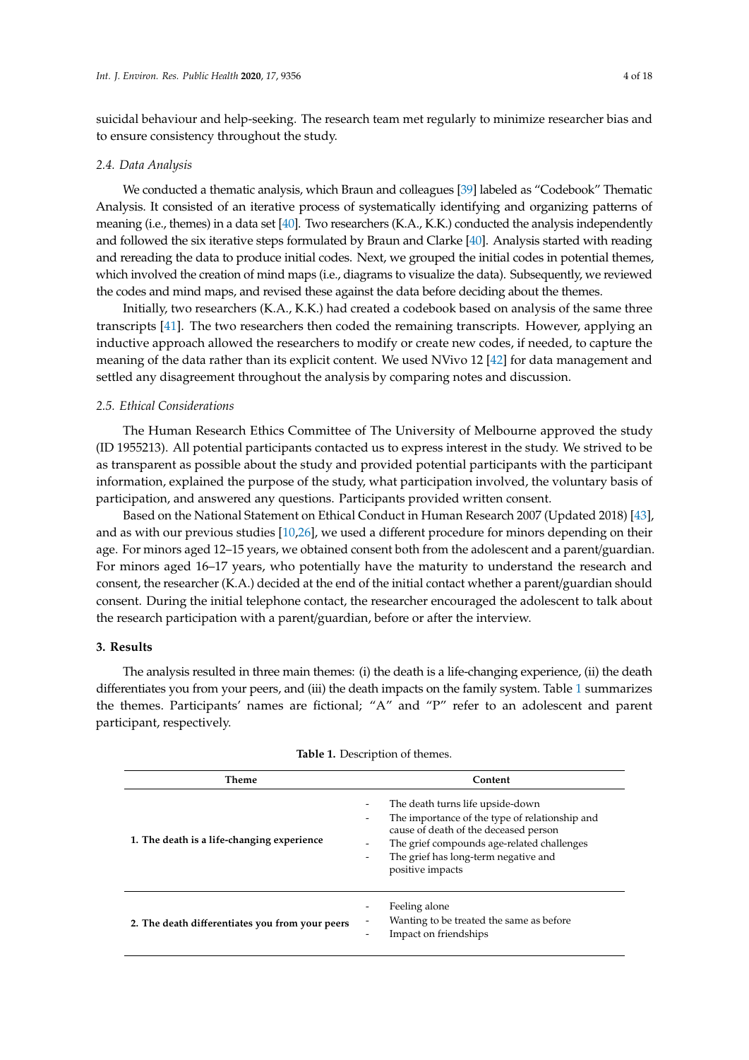suicidal behaviour and help-seeking. The research team met regularly to minimize researcher bias and to ensure consistency throughout the study.

### *2.4. Data Analysis*

We conducted a thematic analysis, which Braun and colleagues [39] labeled as "Codebook" Thematic Analysis. It consisted of an iterative process of systematically identifying and organizing patterns of meaning (i.e., themes) in a data set [40]. Two researchers (K.A., K.K.) conducted the analysis independently and followed the six iterative steps formulated by Braun and Clarke [40]. Analysis started with reading and rereading the data to produce initial codes. Next, we grouped the initial codes in potential themes, which involved the creation of mind maps (i.e., diagrams to visualize the data). Subsequently, we reviewed the codes and mind maps, and revised these against the data before deciding about the themes.

Initially, two researchers (K.A., K.K.) had created a codebook based on analysis of the same three transcripts [41]. The two researchers then coded the remaining transcripts. However, applying an inductive approach allowed the researchers to modify or create new codes, if needed, to capture the meaning of the data rather than its explicit content. We used NVivo 12 [42] for data management and settled any disagreement throughout the analysis by comparing notes and discussion.

### *2.5. Ethical Considerations*

The Human Research Ethics Committee of The University of Melbourne approved the study (ID 1955213). All potential participants contacted us to express interest in the study. We strived to be as transparent as possible about the study and provided potential participants with the participant information, explained the purpose of the study, what participation involved, the voluntary basis of participation, and answered any questions. Participants provided written consent.

Based on the National Statement on Ethical Conduct in Human Research 2007 (Updated 2018) [43], and as with our previous studies [10,26], we used a different procedure for minors depending on their age. For minors aged 12–15 years, we obtained consent both from the adolescent and a parent/guardian. For minors aged 16–17 years, who potentially have the maturity to understand the research and consent, the researcher (K.A.) decided at the end of the initial contact whether a parent/guardian should consent. During the initial telephone contact, the researcher encouraged the adolescent to talk about the research participation with a parent/guardian, before or after the interview.

## **3. Results**

The analysis resulted in three main themes: (i) the death is a life-changing experience, (ii) the death differentiates you from your peers, and (iii) the death impacts on the family system. Table 1 summarizes the themes. Participants' names are fictional; "A" and "P" refer to an adolescent and parent participant, respectively.

**Table 1.** Description of themes.

| Theme | Content |
| --- | --- |
| **1. The death is a life-changing experience** | - The death turns life upside-down<br>- The importance of the type of relationship and cause of death of the deceased person<br>- The grief compounds age-related challenges<br>- The grief has long-term negative and positive impacts |
| **2. The death differentiates you from your peers** | - Feeling alone<br>- Wanting to be treated the same as before<br>- Impact on friendships |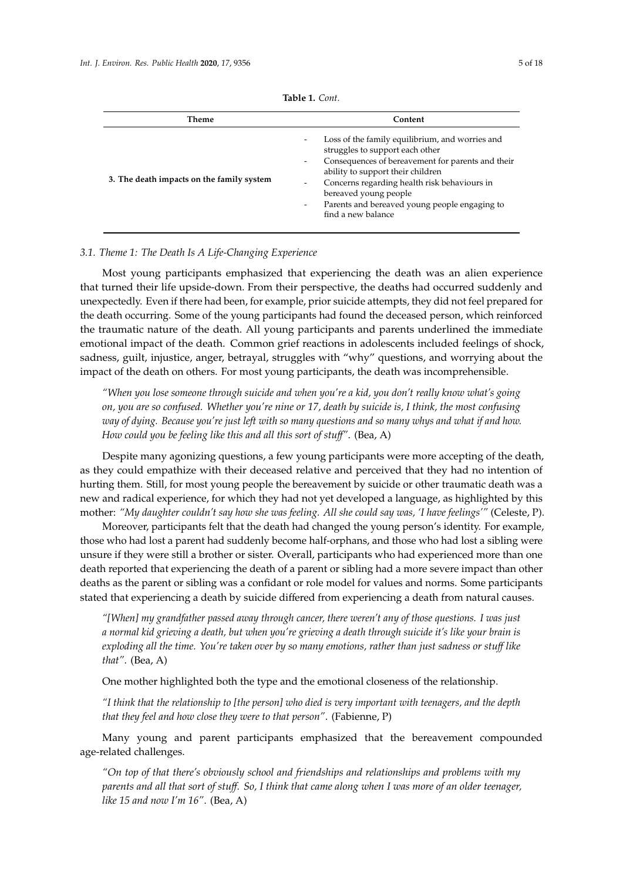**Table 1.** *Cont.*

| Theme | Content |
| --- | --- |
| **3. The death impacts on the family system** | - Loss of the family equilibrium, and worries and struggles to support each other<br>- Consequences of bereavement for parents and their ability to support their children<br>- Concerns regarding health risk behaviours in bereaved young people<br>- Parents and bereaved young people engaging to find a new balance |

### *3.1. Theme 1: The Death Is A Life-Changing Experience*

Most young participants emphasized that experiencing the death was an alien experience that turned their life upside-down. From their perspective, the deaths had occurred suddenly and unexpectedly. Even if there had been, for example, prior suicide attempts, they did not feel prepared for the death occurring. Some of the young participants had found the deceased person, which reinforced the traumatic nature of the death. All young participants and parents underlined the immediate emotional impact of the death. Common grief reactions in adolescents included feelings of shock, sadness, guilt, injustice, anger, betrayal, struggles with "why" questions, and worrying about the impact of the death on others. For most young participants, the death was incomprehensible.

> *"When you lose someone through suicide and when you're a kid, you don't really know what's going on, you are so confused. Whether you're nine or 17, death by suicide is, I think, the most confusing way of dying. Because you're just left with so many questions and so many whys and what if and how. How could you be feeling like this and all this sort of stuff".* (Bea, A)

Despite many agonizing questions, a few young participants were more accepting of the death, as they could empathize with their deceased relative and perceived that they had no intention of hurting them. Still, for most young people the bereavement by suicide or other traumatic death was a new and radical experience, for which they had not yet developed a language, as highlighted by this mother: *"My daughter couldn't say how she was feeling. All she could say was, 'I have feelings'"* (Celeste, P).

Moreover, participants felt that the death had changed the young person's identity. For example, those who had lost a parent had suddenly become half-orphans, and those who had lost a sibling were unsure if they were still a brother or sister. Overall, participants who had experienced more than one death reported that experiencing the death of a parent or sibling had a more severe impact than other deaths as the parent or sibling was a confidant or role model for values and norms. Some participants stated that experiencing a death by suicide differed from experiencing a death from natural causes.

> *"[When] my grandfather passed away through cancer, there weren't any of those questions. I was just a normal kid grieving a death, but when you're grieving a death through suicide it's like your brain is exploding all the time. You're taken over by so many emotions, rather than just sadness or stuff like that".* (Bea, A)

One mother highlighted both the type and the emotional closeness of the relationship.

> *"I think that the relationship to [the person] who died is very important with teenagers, and the depth that they feel and how close they were to that person".* (Fabienne, P)

Many young and parent participants emphasized that the bereavement compounded age-related challenges.

> *"On top of that there's obviously school and friendships and relationships and problems with my parents and all that sort of stuff. So, I think that came along when I was more of an older teenager, like 15 and now I'm 16".* (Bea, A)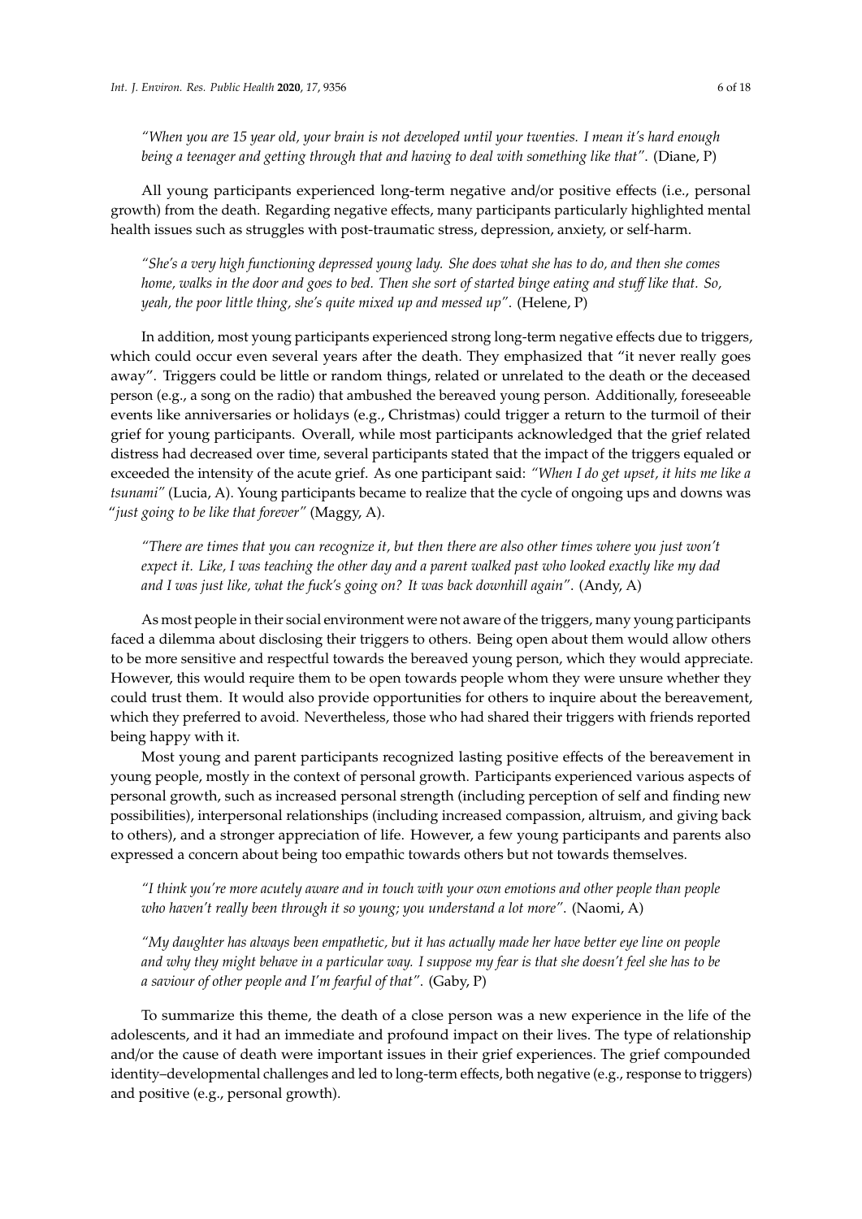*"When you are 15 year old, your brain is not developed until your twenties. I mean it's hard enough being a teenager and getting through that and having to deal with something like that".* (Diane, P)

All young participants experienced long-term negative and/or positive effects (i.e., personal growth) from the death. Regarding negative effects, many participants particularly highlighted mental health issues such as struggles with post-traumatic stress, depression, anxiety, or self-harm.

*"She's a very high functioning depressed young lady. She does what she has to do, and then she comes home, walks in the door and goes to bed. Then she sort of started binge eating and stuff like that. So, yeah, the poor little thing, she's quite mixed up and messed up".* (Helene, P)

In addition, most young participants experienced strong long-term negative effects due to triggers, which could occur even several years after the death. They emphasized that "it never really goes away". Triggers could be little or random things, related or unrelated to the death or the deceased person (e.g., a song on the radio) that ambushed the bereaved young person. Additionally, foreseeable events like anniversaries or holidays (e.g., Christmas) could trigger a return to the turmoil of their grief for young participants. Overall, while most participants acknowledged that the grief related distress had decreased over time, several participants stated that the impact of the triggers equaled or exceeded the intensity of the acute grief. As one participant said: *"When I do get upset, it hits me like a tsunami"* (Lucia, A). Young participants became to realize that the cycle of ongoing ups and downs was "*just going to be like that forever"* (Maggy, A).

*"There are times that you can recognize it, but then there are also other times where you just won't expect it. Like, I was teaching the other day and a parent walked past who looked exactly like my dad and I was just like, what the fuck's going on? It was back downhill again".* (Andy, A)

As most people in their social environment were not aware of the triggers, many young participants faced a dilemma about disclosing their triggers to others. Being open about them would allow others to be more sensitive and respectful towards the bereaved young person, which they would appreciate. However, this would require them to be open towards people whom they were unsure whether they could trust them. It would also provide opportunities for others to inquire about the bereavement, which they preferred to avoid. Nevertheless, those who had shared their triggers with friends reported being happy with it.

Most young and parent participants recognized lasting positive effects of the bereavement in young people, mostly in the context of personal growth. Participants experienced various aspects of personal growth, such as increased personal strength (including perception of self and finding new possibilities), interpersonal relationships (including increased compassion, altruism, and giving back to others), and a stronger appreciation of life. However, a few young participants and parents also expressed a concern about being too empathic towards others but not towards themselves.

*"I think you're more acutely aware and in touch with your own emotions and other people than people who haven't really been through it so young; you understand a lot more".* (Naomi, A)

*"My daughter has always been empathetic, but it has actually made her have better eye line on people and why they might behave in a particular way. I suppose my fear is that she doesn't feel she has to be a saviour of other people and I'm fearful of that".* (Gaby, P)

To summarize this theme, the death of a close person was a new experience in the life of the adolescents, and it had an immediate and profound impact on their lives. The type of relationship and/or the cause of death were important issues in their grief experiences. The grief compounded identity–developmental challenges and led to long-term effects, both negative (e.g., response to triggers) and positive (e.g., personal growth).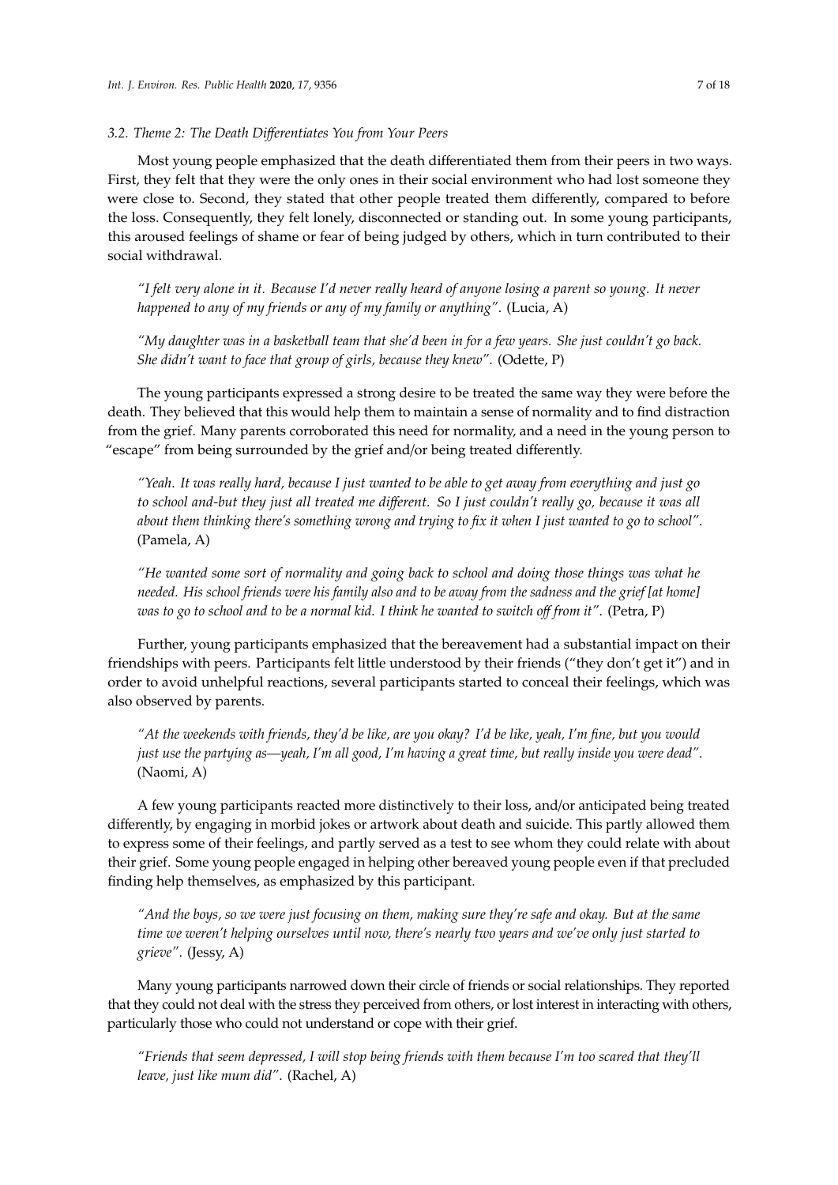### *3.2. Theme 2: The Death Differentiates You from Your Peers*

Most young people emphasized that the death differentiated them from their peers in two ways. First, they felt that they were the only ones in their social environment who had lost someone they were close to. Second, they stated that other people treated them differently, compared to before the loss. Consequently, they felt lonely, disconnected or standing out. In some young participants, this aroused feelings of shame or fear of being judged by others, which in turn contributed to their social withdrawal.

> *"I felt very alone in it. Because I'd never really heard of anyone losing a parent so young. It never happened to any of my friends or any of my family or anything".* (Lucia, A)

> *"My daughter was in a basketball team that she'd been in for a few years. She just couldn't go back. She didn't want to face that group of girls, because they knew".* (Odette, P)

The young participants expressed a strong desire to be treated the same way they were before the death. They believed that this would help them to maintain a sense of normality and to find distraction from the grief. Many parents corroborated this need for normality, and a need in the young person to "escape" from being surrounded by the grief and/or being treated differently.

> *"Yeah. It was really hard, because I just wanted to be able to get away from everything and just go to school and-but they just all treated me different. So I just couldn't really go, because it was all about them thinking there's something wrong and trying to fix it when I just wanted to go to school".* (Pamela, A)

> *"He wanted some sort of normality and going back to school and doing those things was what he needed. His school friends were his family also and to be away from the sadness and the grief [at home] was to go to school and to be a normal kid. I think he wanted to switch off from it".* (Petra, P)

Further, young participants emphasized that the bereavement had a substantial impact on their friendships with peers. Participants felt little understood by their friends ("they don't get it") and in order to avoid unhelpful reactions, several participants started to conceal their feelings, which was also observed by parents.

> *"At the weekends with friends, they'd be like, are you okay? I'd be like, yeah, I'm fine, but you would just use the partying as—yeah, I'm all good, I'm having a great time, but really inside you were dead".* (Naomi, A)

A few young participants reacted more distinctively to their loss, and/or anticipated being treated differently, by engaging in morbid jokes or artwork about death and suicide. This partly allowed them to express some of their feelings, and partly served as a test to see whom they could relate with about their grief. Some young people engaged in helping other bereaved young people even if that precluded finding help themselves, as emphasized by this participant.

> *"And the boys, so we were just focusing on them, making sure they're safe and okay. But at the same time we weren't helping ourselves until now, there's nearly two years and we've only just started to grieve".* (Jessy, A)

Many young participants narrowed down their circle of friends or social relationships. They reported that they could not deal with the stress they perceived from others, or lost interest in interacting with others, particularly those who could not understand or cope with their grief.

> *"Friends that seem depressed, I will stop being friends with them because I'm too scared that they'll leave, just like mum did".* (Rachel, A)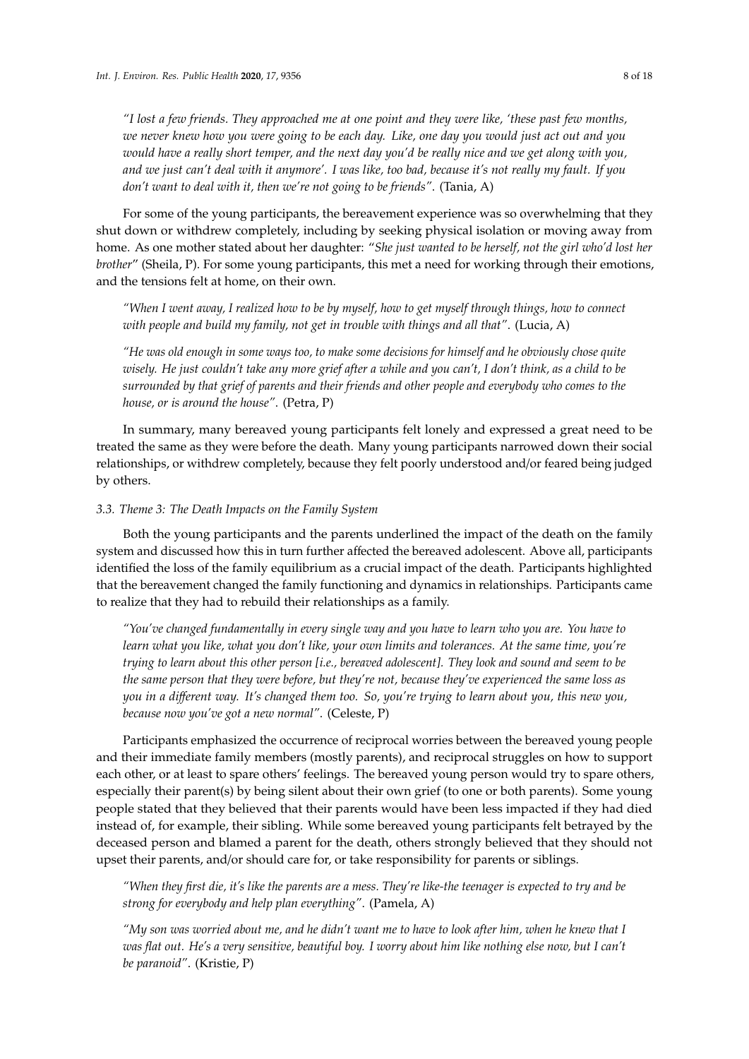*"I lost a few friends. They approached me at one point and they were like, 'these past few months, we never knew how you were going to be each day. Like, one day you would just act out and you would have a really short temper, and the next day you'd be really nice and we get along with you, and we just can't deal with it anymore'. I was like, too bad, because it's not really my fault. If you don't want to deal with it, then we're not going to be friends"*. (Tania, A)

For some of the young participants, the bereavement experience was so overwhelming that they shut down or withdrew completely, including by seeking physical isolation or moving away from home. As one mother stated about her daughter: "*She just wanted to be herself, not the girl who'd lost her brother*" (Sheila, P). For some young participants, this met a need for working through their emotions, and the tensions felt at home, on their own.

*"When I went away, I realized how to be by myself, how to get myself through things, how to connect with people and build my family, not get in trouble with things and all that"*. (Lucia, A)

*"He was old enough in some ways too, to make some decisions for himself and he obviously chose quite wisely. He just couldn't take any more grief after a while and you can't, I don't think, as a child to be surrounded by that grief of parents and their friends and other people and everybody who comes to the house, or is around the house"*. (Petra, P)

In summary, many bereaved young participants felt lonely and expressed a great need to be treated the same as they were before the death. Many young participants narrowed down their social relationships, or withdrew completely, because they felt poorly understood and/or feared being judged by others.

### *3.3. Theme 3: The Death Impacts on the Family System*

Both the young participants and the parents underlined the impact of the death on the family system and discussed how this in turn further affected the bereaved adolescent. Above all, participants identified the loss of the family equilibrium as a crucial impact of the death. Participants highlighted that the bereavement changed the family functioning and dynamics in relationships. Participants came to realize that they had to rebuild their relationships as a family.

*"You've changed fundamentally in every single way and you have to learn who you are. You have to learn what you like, what you don't like, your own limits and tolerances. At the same time, you're trying to learn about this other person [i.e., bereaved adolescent]. They look and sound and seem to be the same person that they were before, but they're not, because they've experienced the same loss as you in a different way. It's changed them too. So, you're trying to learn about you, this new you, because now you've got a new normal"*. (Celeste, P)

Participants emphasized the occurrence of reciprocal worries between the bereaved young people and their immediate family members (mostly parents), and reciprocal struggles on how to support each other, or at least to spare others' feelings. The bereaved young person would try to spare others, especially their parent(s) by being silent about their own grief (to one or both parents). Some young people stated that they believed that their parents would have been less impacted if they had died instead of, for example, their sibling. While some bereaved young participants felt betrayed by the deceased person and blamed a parent for the death, others strongly believed that they should not upset their parents, and/or should care for, or take responsibility for parents or siblings.

*"When they first die, it's like the parents are a mess. They're like-the teenager is expected to try and be strong for everybody and help plan everything"*. (Pamela, A)

*"My son was worried about me, and he didn't want me to have to look after him, when he knew that I was flat out. He's a very sensitive, beautiful boy. I worry about him like nothing else now, but I can't be paranoid"*. (Kristie, P)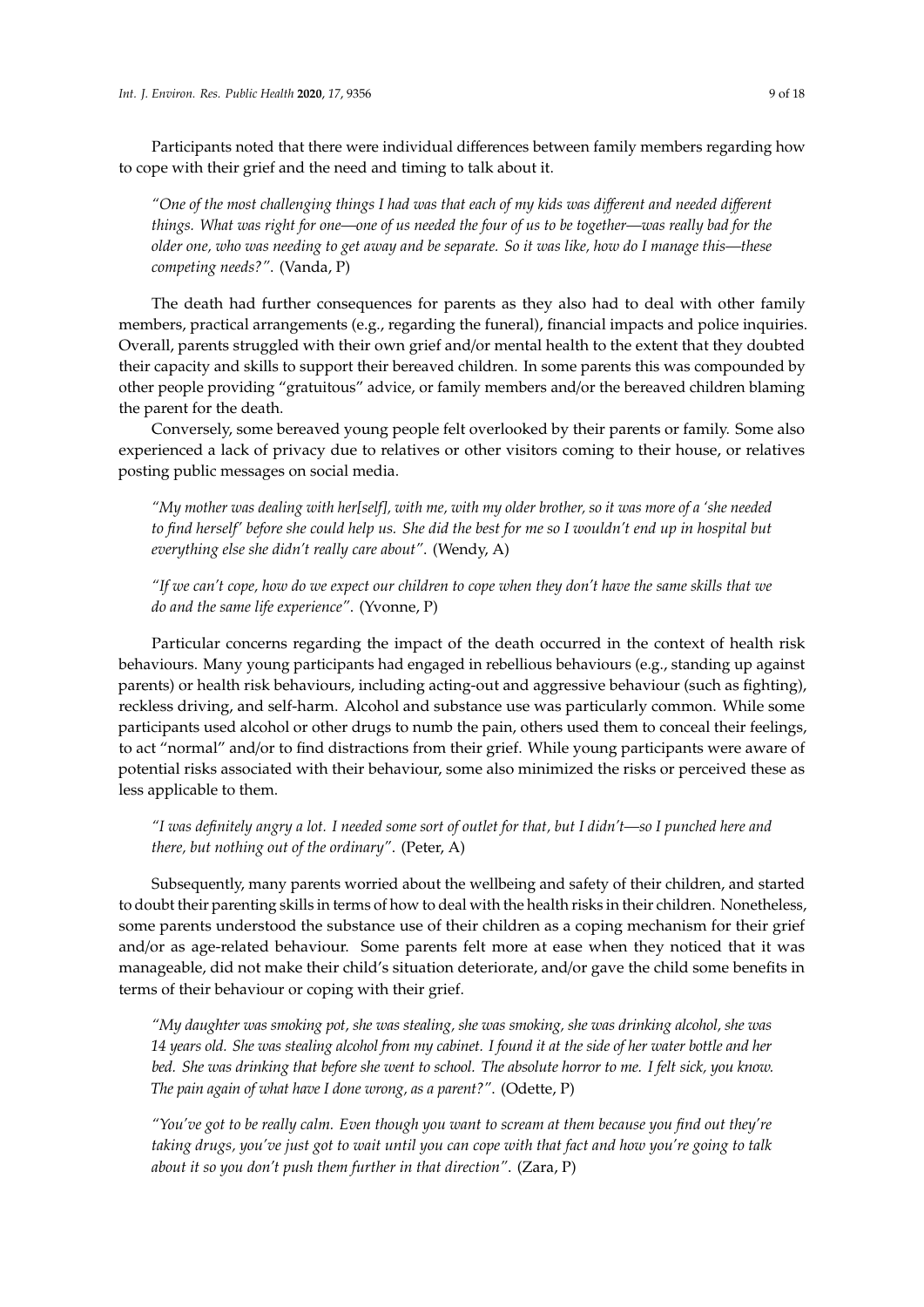Participants noted that there were individual differences between family members regarding how to cope with their grief and the need and timing to talk about it.

> *"One of the most challenging things I had was that each of my kids was different and needed different things. What was right for one—one of us needed the four of us to be together—was really bad for the older one, who was needing to get away and be separate. So it was like, how do I manage this—these competing needs?".* (Vanda, P)

The death had further consequences for parents as they also had to deal with other family members, practical arrangements (e.g., regarding the funeral), financial impacts and police inquiries. Overall, parents struggled with their own grief and/or mental health to the extent that they doubted their capacity and skills to support their bereaved children. In some parents this was compounded by other people providing "gratuitous" advice, or family members and/or the bereaved children blaming the parent for the death.

Conversely, some bereaved young people felt overlooked by their parents or family. Some also experienced a lack of privacy due to relatives or other visitors coming to their house, or relatives posting public messages on social media.

> *"My mother was dealing with her[self], with me, with my older brother, so it was more of a 'she needed to find herself' before she could help us. She did the best for me so I wouldn't end up in hospital but everything else she didn't really care about".* (Wendy, A)

> *"If we can't cope, how do we expect our children to cope when they don't have the same skills that we do and the same life experience".* (Yvonne, P)

Particular concerns regarding the impact of the death occurred in the context of health risk behaviours. Many young participants had engaged in rebellious behaviours (e.g., standing up against parents) or health risk behaviours, including acting-out and aggressive behaviour (such as fighting), reckless driving, and self-harm. Alcohol and substance use was particularly common. While some participants used alcohol or other drugs to numb the pain, others used them to conceal their feelings, to act "normal" and/or to find distractions from their grief. While young participants were aware of potential risks associated with their behaviour, some also minimized the risks or perceived these as less applicable to them.

> *"I was definitely angry a lot. I needed some sort of outlet for that, but I didn't—so I punched here and there, but nothing out of the ordinary".* (Peter, A)

Subsequently, many parents worried about the wellbeing and safety of their children, and started to doubt their parenting skills in terms of how to deal with the health risks in their children. Nonetheless, some parents understood the substance use of their children as a coping mechanism for their grief and/or as age-related behaviour. Some parents felt more at ease when they noticed that it was manageable, did not make their child's situation deteriorate, and/or gave the child some benefits in terms of their behaviour or coping with their grief.

> *"My daughter was smoking pot, she was stealing, she was smoking, she was drinking alcohol, she was 14 years old. She was stealing alcohol from my cabinet. I found it at the side of her water bottle and her bed. She was drinking that before she went to school. The absolute horror to me. I felt sick, you know. The pain again of what have I done wrong, as a parent?".* (Odette, P)

> *"You've got to be really calm. Even though you want to scream at them because you find out they're taking drugs, you've just got to wait until you can cope with that fact and how you're going to talk about it so you don't push them further in that direction".* (Zara, P)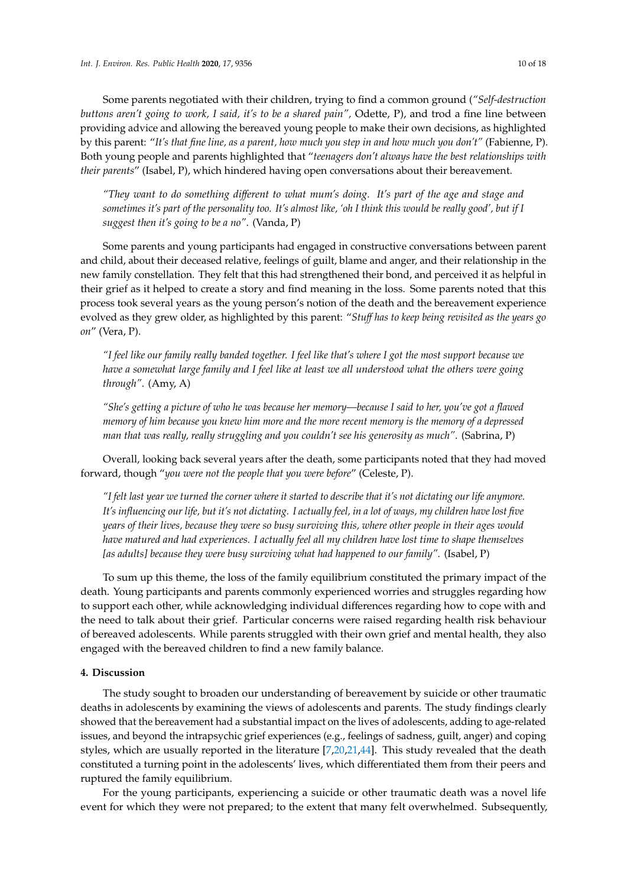Some parents negotiated with their children, trying to find a common ground (*"Self-destruction buttons aren't going to work, I said, it's to be a shared pain"*, Odette, P), and trod a fine line between providing advice and allowing the bereaved young people to make their own decisions, as highlighted by this parent: "*It's that fine line, as a parent, how much you step in and how much you don't*" (Fabienne, P). Both young people and parents highlighted that "*teenagers don't always have the best relationships with their parents*" (Isabel, P), which hindered having open conversations about their bereavement.

> *"They want to do something different to what mum's doing. It's part of the age and stage and sometimes it's part of the personality too. It's almost like, 'oh I think this would be really good', but if I suggest then it's going to be a no"*. (Vanda, P)

Some parents and young participants had engaged in constructive conversations between parent and child, about their deceased relative, feelings of guilt, blame and anger, and their relationship in the new family constellation. They felt that this had strengthened their bond, and perceived it as helpful in their grief as it helped to create a story and find meaning in the loss. Some parents noted that this process took several years as the young person's notion of the death and the bereavement experience evolved as they grew older, as highlighted by this parent: "*Stuff has to keep being revisited as the years go on*" (Vera, P).

> *"I feel like our family really banded together. I feel like that's where I got the most support because we have a somewhat large family and I feel like at least we all understood what the others were going through"*. (Amy, A)

> *"She's getting a picture of who he was because her memory—because I said to her, you've got a flawed memory of him because you knew him more and the more recent memory is the memory of a depressed man that was really, really struggling and you couldn't see his generosity as much"*. (Sabrina, P)

Overall, looking back several years after the death, some participants noted that they had moved forward, though "*you were not the people that you were before*" (Celeste, P).

> *"I felt last year we turned the corner where it started to describe that it's not dictating our life anymore. It's influencing our life, but it's not dictating. I actually feel, in a lot of ways, my children have lost five years of their lives, because they were so busy surviving this, where other people in their ages would have matured and had experiences. I actually feel all my children have lost time to shape themselves [as adults] because they were busy surviving what had happened to our family"*. (Isabel, P)

To sum up this theme, the loss of the family equilibrium constituted the primary impact of the death. Young participants and parents commonly experienced worries and struggles regarding how to support each other, while acknowledging individual differences regarding how to cope with and the need to talk about their grief. Particular concerns were raised regarding health risk behaviour of bereaved adolescents. While parents struggled with their own grief and mental health, they also engaged with the bereaved children to find a new family balance.

## 4. Discussion

The study sought to broaden our understanding of bereavement by suicide or other traumatic deaths in adolescents by examining the views of adolescents and parents. The study findings clearly showed that the bereavement had a substantial impact on the lives of adolescents, adding to age-related issues, and beyond the intrapsychic grief experiences (e.g., feelings of sadness, guilt, anger) and coping styles, which are usually reported in the literature [7,20,21,44]. This study revealed that the death constituted a turning point in the adolescents' lives, which differentiated them from their peers and ruptured the family equilibrium.

For the young participants, experiencing a suicide or other traumatic death was a novel life event for which they were not prepared; to the extent that many felt overwhelmed. Subsequently,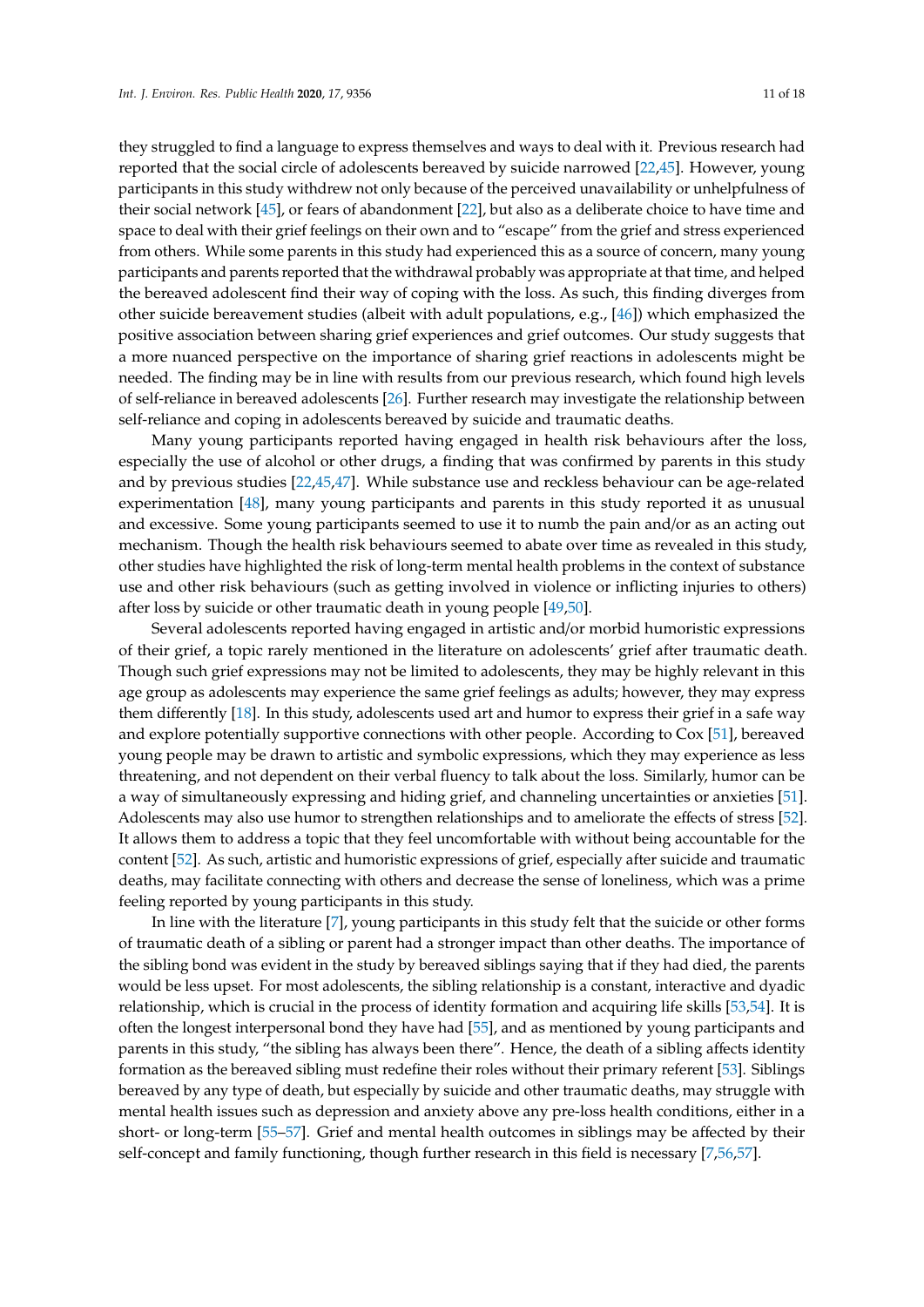they struggled to find a language to express themselves and ways to deal with it. Previous research had reported that the social circle of adolescents bereaved by suicide narrowed [22,45]. However, young participants in this study withdrew not only because of the perceived unavailability or unhelpfulness of their social network [45], or fears of abandonment [22], but also as a deliberate choice to have time and space to deal with their grief feelings on their own and to "escape" from the grief and stress experienced from others. While some parents in this study had experienced this as a source of concern, many young participants and parents reported that the withdrawal probably was appropriate at that time, and helped the bereaved adolescent find their way of coping with the loss. As such, this finding diverges from other suicide bereavement studies (albeit with adult populations, e.g., [46]) which emphasized the positive association between sharing grief experiences and grief outcomes. Our study suggests that a more nuanced perspective on the importance of sharing grief reactions in adolescents might be needed. The finding may be in line with results from our previous research, which found high levels of self-reliance in bereaved adolescents [26]. Further research may investigate the relationship between self-reliance and coping in adolescents bereaved by suicide and traumatic deaths.

Many young participants reported having engaged in health risk behaviours after the loss, especially the use of alcohol or other drugs, a finding that was confirmed by parents in this study and by previous studies [22,45,47]. While substance use and reckless behaviour can be age-related experimentation [48], many young participants and parents in this study reported it as unusual and excessive. Some young participants seemed to use it to numb the pain and/or as an acting out mechanism. Though the health risk behaviours seemed to abate over time as revealed in this study, other studies have highlighted the risk of long-term mental health problems in the context of substance use and other risk behaviours (such as getting involved in violence or inflicting injuries to others) after loss by suicide or other traumatic death in young people [49,50].

Several adolescents reported having engaged in artistic and/or morbid humoristic expressions of their grief, a topic rarely mentioned in the literature on adolescents' grief after traumatic death. Though such grief expressions may not be limited to adolescents, they may be highly relevant in this age group as adolescents may experience the same grief feelings as adults; however, they may express them differently [18]. In this study, adolescents used art and humor to express their grief in a safe way and explore potentially supportive connections with other people. According to Cox [51], bereaved young people may be drawn to artistic and symbolic expressions, which they may experience as less threatening, and not dependent on their verbal fluency to talk about the loss. Similarly, humor can be a way of simultaneously expressing and hiding grief, and channeling uncertainties or anxieties [51]. Adolescents may also use humor to strengthen relationships and to ameliorate the effects of stress [52]. It allows them to address a topic that they feel uncomfortable with without being accountable for the content [52]. As such, artistic and humoristic expressions of grief, especially after suicide and traumatic deaths, may facilitate connecting with others and decrease the sense of loneliness, which was a prime feeling reported by young participants in this study.

In line with the literature [7], young participants in this study felt that the suicide or other forms of traumatic death of a sibling or parent had a stronger impact than other deaths. The importance of the sibling bond was evident in the study by bereaved siblings saying that if they had died, the parents would be less upset. For most adolescents, the sibling relationship is a constant, interactive and dyadic relationship, which is crucial in the process of identity formation and acquiring life skills [53,54]. It is often the longest interpersonal bond they have had [55], and as mentioned by young participants and parents in this study, "the sibling has always been there". Hence, the death of a sibling affects identity formation as the bereaved sibling must redefine their roles without their primary referent [53]. Siblings bereaved by any type of death, but especially by suicide and other traumatic deaths, may struggle with mental health issues such as depression and anxiety above any pre-loss health conditions, either in a short- or long-term [55–57]. Grief and mental health outcomes in siblings may be affected by their self-concept and family functioning, though further research in this field is necessary [7,56,57].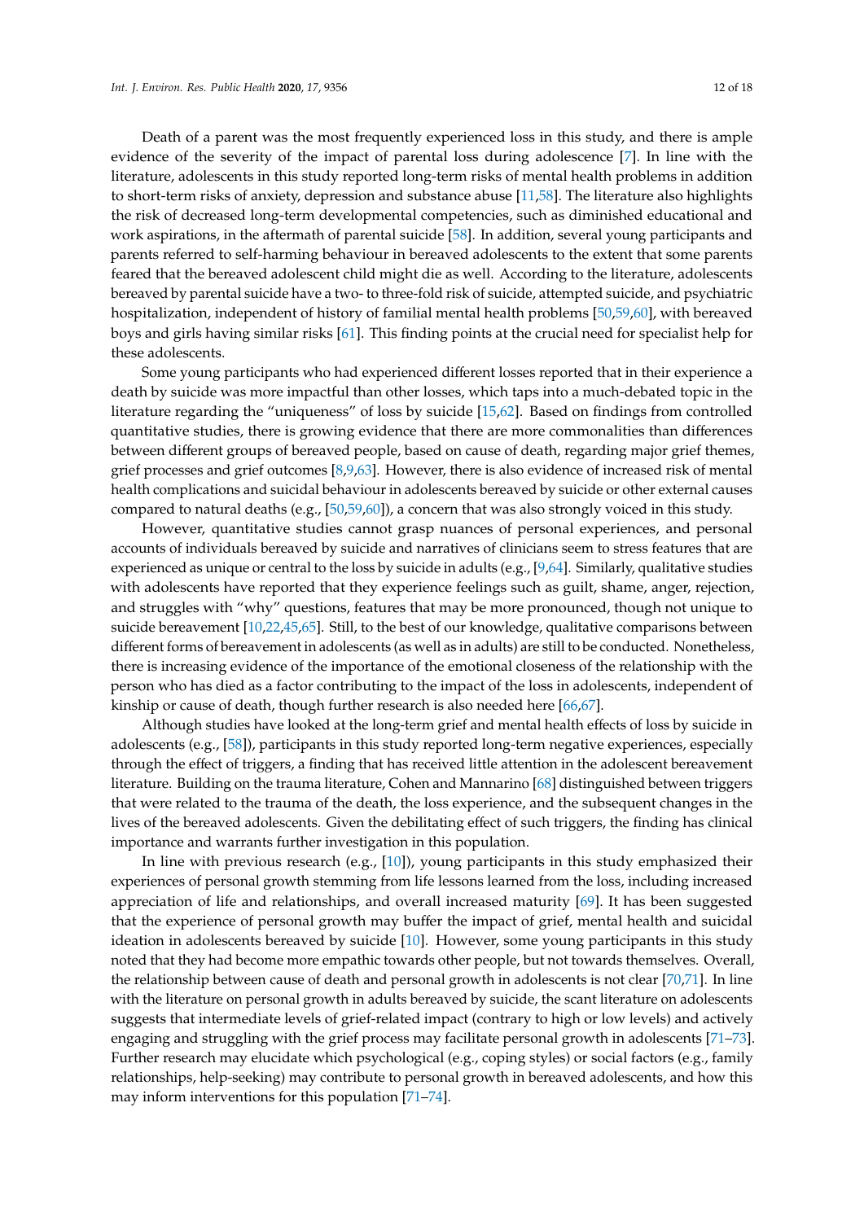Death of a parent was the most frequently experienced loss in this study, and there is ample evidence of the severity of the impact of parental loss during adolescence [7]. In line with the literature, adolescents in this study reported long-term risks of mental health problems in addition to short-term risks of anxiety, depression and substance abuse [11,58]. The literature also highlights the risk of decreased long-term developmental competencies, such as diminished educational and work aspirations, in the aftermath of parental suicide [58]. In addition, several young participants and parents referred to self-harming behaviour in bereaved adolescents to the extent that some parents feared that the bereaved adolescent child might die as well. According to the literature, adolescents bereaved by parental suicide have a two- to three-fold risk of suicide, attempted suicide, and psychiatric hospitalization, independent of history of familial mental health problems [50,59,60], with bereaved boys and girls having similar risks [61]. This finding points at the crucial need for specialist help for these adolescents.

Some young participants who had experienced different losses reported that in their experience a death by suicide was more impactful than other losses, which taps into a much-debated topic in the literature regarding the "uniqueness" of loss by suicide [15,62]. Based on findings from controlled quantitative studies, there is growing evidence that there are more commonalities than differences between different groups of bereaved people, based on cause of death, regarding major grief themes, grief processes and grief outcomes [8,9,63]. However, there is also evidence of increased risk of mental health complications and suicidal behaviour in adolescents bereaved by suicide or other external causes compared to natural deaths (e.g., [50,59,60]), a concern that was also strongly voiced in this study.

However, quantitative studies cannot grasp nuances of personal experiences, and personal accounts of individuals bereaved by suicide and narratives of clinicians seem to stress features that are experienced as unique or central to the loss by suicide in adults (e.g., [9,64]. Similarly, qualitative studies with adolescents have reported that they experience feelings such as guilt, shame, anger, rejection, and struggles with "why" questions, features that may be more pronounced, though not unique to suicide bereavement [10,22,45,65]. Still, to the best of our knowledge, qualitative comparisons between different forms of bereavement in adolescents (as well as in adults) are still to be conducted. Nonetheless, there is increasing evidence of the importance of the emotional closeness of the relationship with the person who has died as a factor contributing to the impact of the loss in adolescents, independent of kinship or cause of death, though further research is also needed here [66,67].

Although studies have looked at the long-term grief and mental health effects of loss by suicide in adolescents (e.g., [58]), participants in this study reported long-term negative experiences, especially through the effect of triggers, a finding that has received little attention in the adolescent bereavement literature. Building on the trauma literature, Cohen and Mannarino [68] distinguished between triggers that were related to the trauma of the death, the loss experience, and the subsequent changes in the lives of the bereaved adolescents. Given the debilitating effect of such triggers, the finding has clinical importance and warrants further investigation in this population.

In line with previous research (e.g., [10]), young participants in this study emphasized their experiences of personal growth stemming from life lessons learned from the loss, including increased appreciation of life and relationships, and overall increased maturity [69]. It has been suggested that the experience of personal growth may buffer the impact of grief, mental health and suicidal ideation in adolescents bereaved by suicide [10]. However, some young participants in this study noted that they had become more empathic towards other people, but not towards themselves. Overall, the relationship between cause of death and personal growth in adolescents is not clear [70,71]. In line with the literature on personal growth in adults bereaved by suicide, the scant literature on adolescents suggests that intermediate levels of grief-related impact (contrary to high or low levels) and actively engaging and struggling with the grief process may facilitate personal growth in adolescents [71–73]. Further research may elucidate which psychological (e.g., coping styles) or social factors (e.g., family relationships, help-seeking) may contribute to personal growth in bereaved adolescents, and how this may inform interventions for this population [71–74].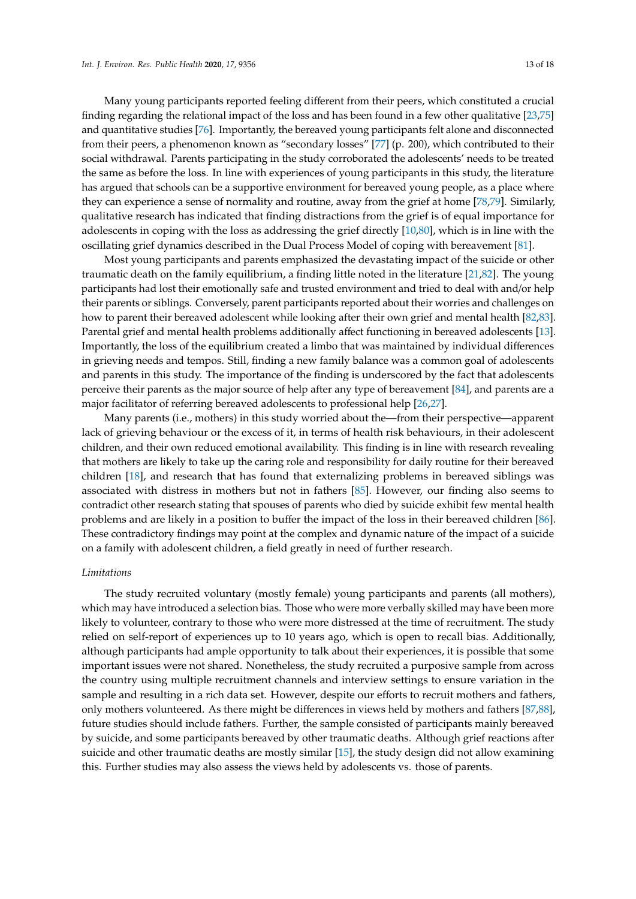Many young participants reported feeling different from their peers, which constituted a crucial finding regarding the relational impact of the loss and has been found in a few other qualitative [23,75] and quantitative studies [76]. Importantly, the bereaved young participants felt alone and disconnected from their peers, a phenomenon known as "secondary losses" [77] (p. 200), which contributed to their social withdrawal. Parents participating in the study corroborated the adolescents' needs to be treated the same as before the loss. In line with experiences of young participants in this study, the literature has argued that schools can be a supportive environment for bereaved young people, as a place where they can experience a sense of normality and routine, away from the grief at home [78,79]. Similarly, qualitative research has indicated that finding distractions from the grief is of equal importance for adolescents in coping with the loss as addressing the grief directly [10,80], which is in line with the oscillating grief dynamics described in the Dual Process Model of coping with bereavement [81].

Most young participants and parents emphasized the devastating impact of the suicide or other traumatic death on the family equilibrium, a finding little noted in the literature [21,82]. The young participants had lost their emotionally safe and trusted environment and tried to deal with and/or help their parents or siblings. Conversely, parent participants reported about their worries and challenges on how to parent their bereaved adolescent while looking after their own grief and mental health [82,83]. Parental grief and mental health problems additionally affect functioning in bereaved adolescents [13]. Importantly, the loss of the equilibrium created a limbo that was maintained by individual differences in grieving needs and tempos. Still, finding a new family balance was a common goal of adolescents and parents in this study. The importance of the finding is underscored by the fact that adolescents perceive their parents as the major source of help after any type of bereavement [84], and parents are a major facilitator of referring bereaved adolescents to professional help [26,27].

Many parents (i.e., mothers) in this study worried about the—from their perspective—apparent lack of grieving behaviour or the excess of it, in terms of health risk behaviours, in their adolescent children, and their own reduced emotional availability. This finding is in line with research revealing that mothers are likely to take up the caring role and responsibility for daily routine for their bereaved children [18], and research that has found that externalizing problems in bereaved siblings was associated with distress in mothers but not in fathers [85]. However, our finding also seems to contradict other research stating that spouses of parents who died by suicide exhibit few mental health problems and are likely in a position to buffer the impact of the loss in their bereaved children [86]. These contradictory findings may point at the complex and dynamic nature of the impact of a suicide on a family with adolescent children, a field greatly in need of further research.

*Limitations*

The study recruited voluntary (mostly female) young participants and parents (all mothers), which may have introduced a selection bias. Those who were more verbally skilled may have been more likely to volunteer, contrary to those who were more distressed at the time of recruitment. The study relied on self-report of experiences up to 10 years ago, which is open to recall bias. Additionally, although participants had ample opportunity to talk about their experiences, it is possible that some important issues were not shared. Nonetheless, the study recruited a purposive sample from across the country using multiple recruitment channels and interview settings to ensure variation in the sample and resulting in a rich data set. However, despite our efforts to recruit mothers and fathers, only mothers volunteered. As there might be differences in views held by mothers and fathers [87,88], future studies should include fathers. Further, the sample consisted of participants mainly bereaved by suicide, and some participants bereaved by other traumatic deaths. Although grief reactions after suicide and other traumatic deaths are mostly similar [15], the study design did not allow examining this. Further studies may also assess the views held by adolescents vs. those of parents.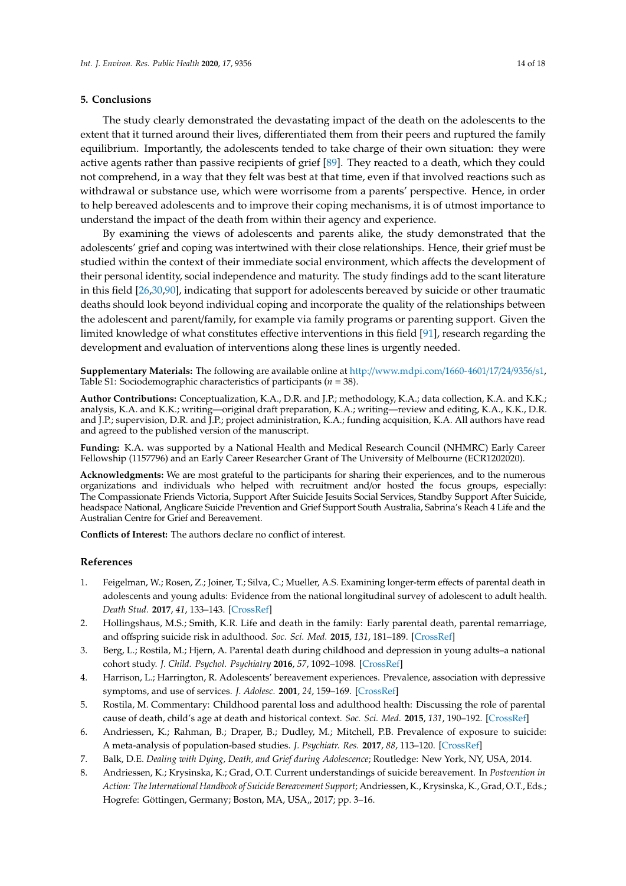## 5. Conclusions

The study clearly demonstrated the devastating impact of the death on the adolescents to the extent that it turned around their lives, differentiated them from their peers and ruptured the family equilibrium. Importantly, the adolescents tended to take charge of their own situation: they were active agents rather than passive recipients of grief [89]. They reacted to a death, which they could not comprehend, in a way that they felt was best at that time, even if that involved reactions such as withdrawal or substance use, which were worrisome from a parents' perspective. Hence, in order to help bereaved adolescents and to improve their coping mechanisms, it is of utmost importance to understand the impact of the death from within their agency and experience.

By examining the views of adolescents and parents alike, the study demonstrated that the adolescents' grief and coping was intertwined with their close relationships. Hence, their grief must be studied within the context of their immediate social environment, which affects the development of their personal identity, social independence and maturity. The study findings add to the scant literature in this field [26,30,90], indicating that support for adolescents bereaved by suicide or other traumatic deaths should look beyond individual coping and incorporate the quality of the relationships between the adolescent and parent/family, for example via family programs or parenting support. Given the limited knowledge of what constitutes effective interventions in this field [91], research regarding the development and evaluation of interventions along these lines is urgently needed.

**Supplementary Materials:** The following are available online at http://www.mdpi.com/1660-4601/17/24/9356/s1, Table S1: Sociodemographic characteristics of participants ($n$ = 38).

**Author Contributions:** Conceptualization, K.A., D.R. and J.P.; methodology, K.A.; data collection, K.A. and K.K.; analysis, K.A. and K.K.; writing—original draft preparation, K.A.; writing—review and editing, K.A., K.K., D.R. and J.P.; supervision, D.R. and J.P.; project administration, K.A.; funding acquisition, K.A. All authors have read and agreed to the published version of the manuscript.

**Funding:** K.A. was supported by a National Health and Medical Research Council (NHMRC) Early Career Fellowship (1157796) and an Early Career Researcher Grant of The University of Melbourne (ECR1202020).

**Acknowledgments:** We are most grateful to the participants for sharing their experiences, and to the numerous organizations and individuals who helped with recruitment and/or hosted the focus groups, especially: The Compassionate Friends Victoria, Support After Suicide Jesuits Social Services, Standby Support After Suicide, headspace National, Anglicare Suicide Prevention and Grief Support South Australia, Sabrina's Reach 4 Life and the Australian Centre for Grief and Bereavement.

**Conflicts of Interest:** The authors declare no conflict of interest.

## References

1. Feigelman, W.; Rosen, Z.; Joiner, T.; Silva, C.; Mueller, A.S. Examining longer-term effects of parental death in adolescents and young adults: Evidence from the national longitudinal survey of adolescent to adult health. *Death Stud.* **2017**, *41*, 133–143. [CrossRef]
2. Hollingshaus, M.S.; Smith, K.R. Life and death in the family: Early parental death, parental remarriage, and offspring suicide risk in adulthood. *Soc. Sci. Med.* **2015**, *131*, 181–189. [CrossRef]
3. Berg, L.; Rostila, M.; Hjern, A. Parental death during childhood and depression in young adults–a national cohort study. *J. Child. Psychol. Psychiatry* **2016**, *57*, 1092–1098. [CrossRef]
4. Harrison, L.; Harrington, R. Adolescents' bereavement experiences. Prevalence, association with depressive symptoms, and use of services. *J. Adolesc.* **2001**, *24*, 159–169. [CrossRef]
5. Rostila, M. Commentary: Childhood parental loss and adulthood health: Discussing the role of parental cause of death, child's age at death and historical context. *Soc. Sci. Med.* **2015**, *131*, 190–192. [CrossRef]
6. Andriessen, K.; Rahman, B.; Draper, B.; Dudley, M.; Mitchell, P.B. Prevalence of exposure to suicide: A meta-analysis of population-based studies. *J. Psychiatr. Res.* **2017**, *88*, 113–120. [CrossRef]
7. Balk, D.E. *Dealing with Dying, Death, and Grief during Adolescence*; Routledge: New York, NY, USA, 2014.
8. Andriessen, K.; Krysinska, K.; Grad, O.T. Current understandings of suicide bereavement. In *Postvention in Action: The International Handbook of Suicide Bereavement Support*; Andriessen, K., Krysinska, K., Grad, O.T., Eds.; Hogrefe: Göttingen, Germany; Boston, MA, USA,, 2017; pp. 3–16.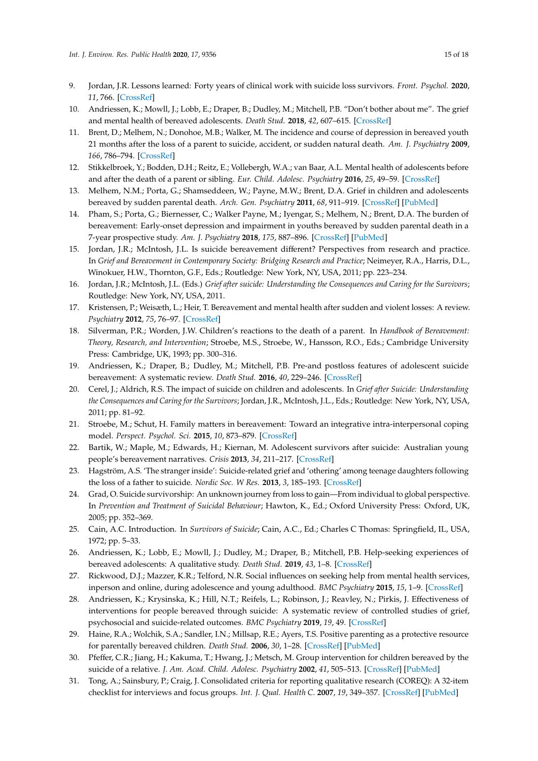9. Jordan, J.R. Lessons learned: Forty years of clinical work with suicide loss survivors. *Front. Psychol.* **2020**, *11*, 766. [CrossRef]
10. Andriessen, K.; Mowll, J.; Lobb, E.; Draper, B.; Dudley, M.; Mitchell, P.B. "Don't bother about me". The grief and mental health of bereaved adolescents. *Death Stud.* **2018**, *42*, 607–615. [CrossRef]
11. Brent, D.; Melhem, N.; Donohoe, M.B.; Walker, M. The incidence and course of depression in bereaved youth 21 months after the loss of a parent to suicide, accident, or sudden natural death. *Am. J. Psychiatry* **2009**, *166*, 786–794. [CrossRef]
12. Stikkelbroek, Y.; Bodden, D.H.; Reitz, E.; Vollebergh, W.A.; van Baar, A.L. Mental health of adolescents before and after the death of a parent or sibling. *Eur. Child. Adolesc. Psychiatry* **2016**, *25*, 49–59. [CrossRef]
13. Melhem, N.M.; Porta, G.; Shamseddeen, W.; Payne, M.W.; Brent, D.A. Grief in children and adolescents bereaved by sudden parental death. *Arch. Gen. Psychiatry* **2011**, *68*, 911–919. [CrossRef] [PubMed]
14. Pham, S.; Porta, G.; Biernesser, C.; Walker Payne, M.; Iyengar, S.; Melhem, N.; Brent, D.A. The burden of bereavement: Early-onset depression and impairment in youths bereaved by sudden parental death in a 7-year prospective study. *Am. J. Psychiatry* **2018**, *175*, 887–896. [CrossRef] [PubMed]
15. Jordan, J.R.; McIntosh, J.L. Is suicide bereavement different? Perspectives from research and practice. In *Grief and Bereavement in Contemporary Society: Bridging Research and Practice*; Neimeyer, R.A., Harris, D.L., Winokuer, H.W., Thornton, G.F., Eds.; Routledge: New York, NY, USA, 2011; pp. 223–234.
16. Jordan, J.R.; McIntosh, J.L. (Eds.) *Grief after suicide: Understanding the Consequences and Caring for the Survivors*; Routledge: New York, NY, USA, 2011.
17. Kristensen, P.; Weisæth, L.; Heir, T. Bereavement and mental health after sudden and violent losses: A review. *Psychiatry* **2012**, *75*, 76–97. [CrossRef]
18. Silverman, P.R.; Worden, J.W. Children's reactions to the death of a parent. In *Handbook of Bereavement: Theory, Research, and Intervention*; Stroebe, M.S., Stroebe, W., Hansson, R.O., Eds.; Cambridge University Press: Cambridge, UK, 1993; pp. 300–316.
19. Andriessen, K.; Draper, B.; Dudley, M.; Mitchell, P.B. Pre-and postloss features of adolescent suicide bereavement: A systematic review. *Death Stud.* **2016**, *40*, 229–246. [CrossRef]
20. Cerel, J.; Aldrich, R.S. The impact of suicide on children and adolescents. In *Grief after Suicide: Understanding the Consequences and Caring for the Survivors*; Jordan, J.R., McIntosh, J.L., Eds.; Routledge: New York, NY, USA, 2011; pp. 81–92.
21. Stroebe, M.; Schut, H. Family matters in bereavement: Toward an integrative intra-interpersonal coping model. *Perspect. Psychol. Sci.* **2015**, *10*, 873–879. [CrossRef]
22. Bartik, W.; Maple, M.; Edwards, H.; Kiernan, M. Adolescent survivors after suicide: Australian young people's bereavement narratives. *Crisis* **2013**, *34*, 211–217. [CrossRef]
23. Hagström, A.S. 'The stranger inside': Suicide-related grief and 'othering' among teenage daughters following the loss of a father to suicide. *Nordic Soc. W Res.* **2013**, *3*, 185–193. [CrossRef]
24. Grad, O. Suicide survivorship: An unknown journey from loss to gain—From individual to global perspective. In *Prevention and Treatment of Suicidal Behaviour*; Hawton, K., Ed.; Oxford University Press: Oxford, UK, 2005; pp. 352–369.
25. Cain, A.C. Introduction. In *Survivors of Suicide*; Cain, A.C., Ed.; Charles C Thomas: Springfield, IL, USA, 1972; pp. 5–33.
26. Andriessen, K.; Lobb, E.; Mowll, J.; Dudley, M.; Draper, B.; Mitchell, P.B. Help-seeking experiences of bereaved adolescents: A qualitative study. *Death Stud.* **2019**, *43*, 1–8. [CrossRef]
27. Rickwood, D.J.; Mazzer, K.R.; Telford, N.R. Social influences on seeking help from mental health services, inperson and online, during adolescence and young adulthood. *BMC Psychiatry* **2015**, *15*, 1–9. [CrossRef]
28. Andriessen, K.; Krysinska, K.; Hill, N.T.; Reifels, L.; Robinson, J.; Reavley, N.; Pirkis, J. Effectiveness of interventions for people bereaved through suicide: A systematic review of controlled studies of grief, psychosocial and suicide-related outcomes. *BMC Psychiatry* **2019**, *19*, 49. [CrossRef]
29. Haine, R.A.; Wolchik, S.A.; Sandler, I.N.; Millsap, R.E.; Ayers, T.S. Positive parenting as a protective resource for parentally bereaved children. *Death Stud.* **2006**, *30*, 1–28. [CrossRef] [PubMed]
30. Pfeffer, C.R.; Jiang, H.; Kakuma, T.; Hwang, J.; Metsch, M. Group intervention for children bereaved by the suicide of a relative. *J. Am. Acad. Child. Adolesc. Psychiatry* **2002**, *41*, 505–513. [CrossRef] [PubMed]
31. Tong, A.; Sainsbury, P.; Craig, J. Consolidated criteria for reporting qualitative research (COREQ): A 32-item checklist for interviews and focus groups. *Int. J. Qual. Health C.* **2007**, *19*, 349–357. [CrossRef] [PubMed]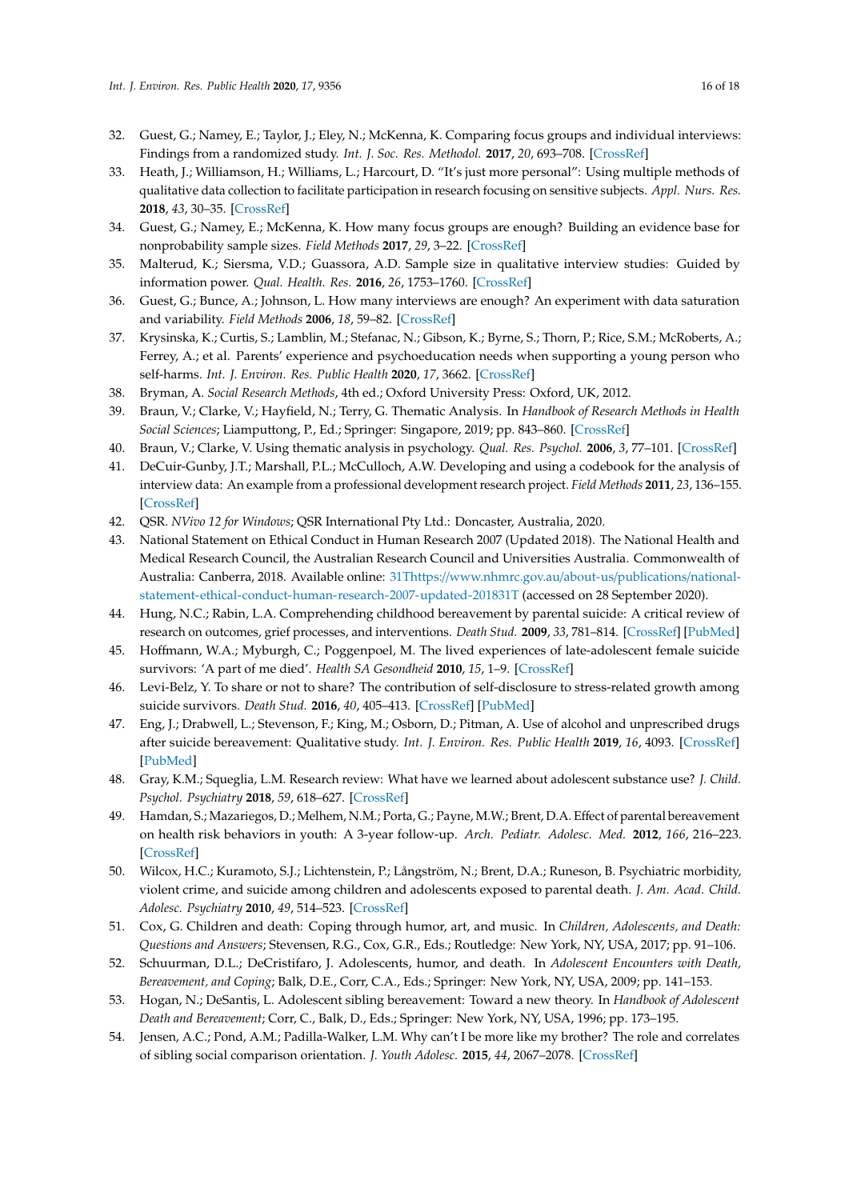32. Guest, G.; Namey, E.; Taylor, J.; Eley, N.; McKenna, K. Comparing focus groups and individual interviews: Findings from a randomized study. *Int. J. Soc. Res. Methodol.* **2017**, *20*, 693–708. [CrossRef]
33. Heath, J.; Williamson, H.; Williams, L.; Harcourt, D. "It's just more personal": Using multiple methods of qualitative data collection to facilitate participation in research focusing on sensitive subjects. *Appl. Nurs. Res.* **2018**, *43*, 30–35. [CrossRef]
34. Guest, G.; Namey, E.; McKenna, K. How many focus groups are enough? Building an evidence base for nonprobability sample sizes. *Field Methods* **2017**, *29*, 3–22. [CrossRef]
35. Malterud, K.; Siersma, V.D.; Guassora, A.D. Sample size in qualitative interview studies: Guided by information power. *Qual. Health. Res.* **2016**, *26*, 1753–1760. [CrossRef]
36. Guest, G.; Bunce, A.; Johnson, L. How many interviews are enough? An experiment with data saturation and variability. *Field Methods* **2006**, *18*, 59–82. [CrossRef]
37. Krysinska, K.; Curtis, S.; Lamblin, M.; Stefanac, N.; Gibson, K.; Byrne, S.; Thorn, P.; Rice, S.M.; McRoberts, A.; Ferrey, A.; et al. Parents' experience and psychoeducation needs when supporting a young person who self-harms. *Int. J. Environ. Res. Public Health* **2020**, *17*, 3662. [CrossRef]
38. Bryman, A. *Social Research Methods*, 4th ed.; Oxford University Press: Oxford, UK, 2012.
39. Braun, V.; Clarke, V.; Hayfield, N.; Terry, G. Thematic Analysis. In *Handbook of Research Methods in Health Social Sciences*; Liamputtong, P., Ed.; Springer: Singapore, 2019; pp. 843–860. [CrossRef]
40. Braun, V.; Clarke, V. Using thematic analysis in psychology. *Qual. Res. Psychol.* **2006**, *3*, 77–101. [CrossRef]
41. DeCuir-Gunby, J.T.; Marshall, P.L.; McCulloch, A.W. Developing and using a codebook for the analysis of interview data: An example from a professional development research project. *Field Methods* **2011**, *23*, 136–155. [CrossRef]
42. QSR. *NVivo 12 for Windows*; QSR International Pty Ltd.: Doncaster, Australia, 2020.
43. National Statement on Ethical Conduct in Human Research 2007 (Updated 2018). The National Health and Medical Research Council, the Australian Research Council and Universities Australia. Commonwealth of Australia: Canberra, 2018. Available online: 31Thttps://www.nhmrc.gov.au/about-us/publications/national-statement-ethical-conduct-human-research-2007-updated-201831T (accessed on 28 September 2020).
44. Hung, N.C.; Rabin, L.A. Comprehending childhood bereavement by parental suicide: A critical review of research on outcomes, grief processes, and interventions. *Death Stud.* **2009**, *33*, 781–814. [CrossRef] [PubMed]
45. Hoffmann, W.A.; Myburgh, C.; Poggenpoel, M. The lived experiences of late-adolescent female suicide survivors: 'A part of me died'. *Health SA Gesondheid* **2010**, *15*, 1–9. [CrossRef]
46. Levi-Belz, Y. To share or not to share? The contribution of self-disclosure to stress-related growth among suicide survivors. *Death Stud.* **2016**, *40*, 405–413. [CrossRef] [PubMed]
47. Eng, J.; Drabwell, L.; Stevenson, F.; King, M.; Osborn, D.; Pitman, A. Use of alcohol and unprescribed drugs after suicide bereavement: Qualitative study. *Int. J. Environ. Res. Public Health* **2019**, *16*, 4093. [CrossRef] [PubMed]
48. Gray, K.M.; Squeglia, L.M. Research review: What have we learned about adolescent substance use? *J. Child. Psychol. Psychiatry* **2018**, *59*, 618–627. [CrossRef]
49. Hamdan, S.; Mazariegos, D.; Melhem, N.M.; Porta, G.; Payne, M.W.; Brent, D.A. Effect of parental bereavement on health risk behaviors in youth: A 3-year follow-up. *Arch. Pediatr. Adolesc. Med.* **2012**, *166*, 216–223. [CrossRef]
50. Wilcox, H.C.; Kuramoto, S.J.; Lichtenstein, P.; Långström, N.; Brent, D.A.; Runeson, B. Psychiatric morbidity, violent crime, and suicide among children and adolescents exposed to parental death. *J. Am. Acad. Child. Adolesc. Psychiatry* **2010**, *49*, 514–523. [CrossRef]
51. Cox, G. Children and death: Coping through humor, art, and music. In *Children, Adolescents, and Death: Questions and Answers*; Stevensen, R.G., Cox, G.R., Eds.; Routledge: New York, NY, USA, 2017; pp. 91–106.
52. Schuurman, D.L.; DeCristifaro, J. Adolescents, humor, and death. In *Adolescent Encounters with Death, Bereavement, and Coping*; Balk, D.E., Corr, C.A., Eds.; Springer: New York, NY, USA, 2009; pp. 141–153.
53. Hogan, N.; DeSantis, L. Adolescent sibling bereavement: Toward a new theory. In *Handbook of Adolescent Death and Bereavement*; Corr, C., Balk, D., Eds.; Springer: New York, NY, USA, 1996; pp. 173–195.
54. Jensen, A.C.; Pond, A.M.; Padilla-Walker, L.M. Why can't I be more like my brother? The role and correlates of sibling social comparison orientation. *J. Youth Adolesc.* **2015**, *44*, 2067–2078. [CrossRef]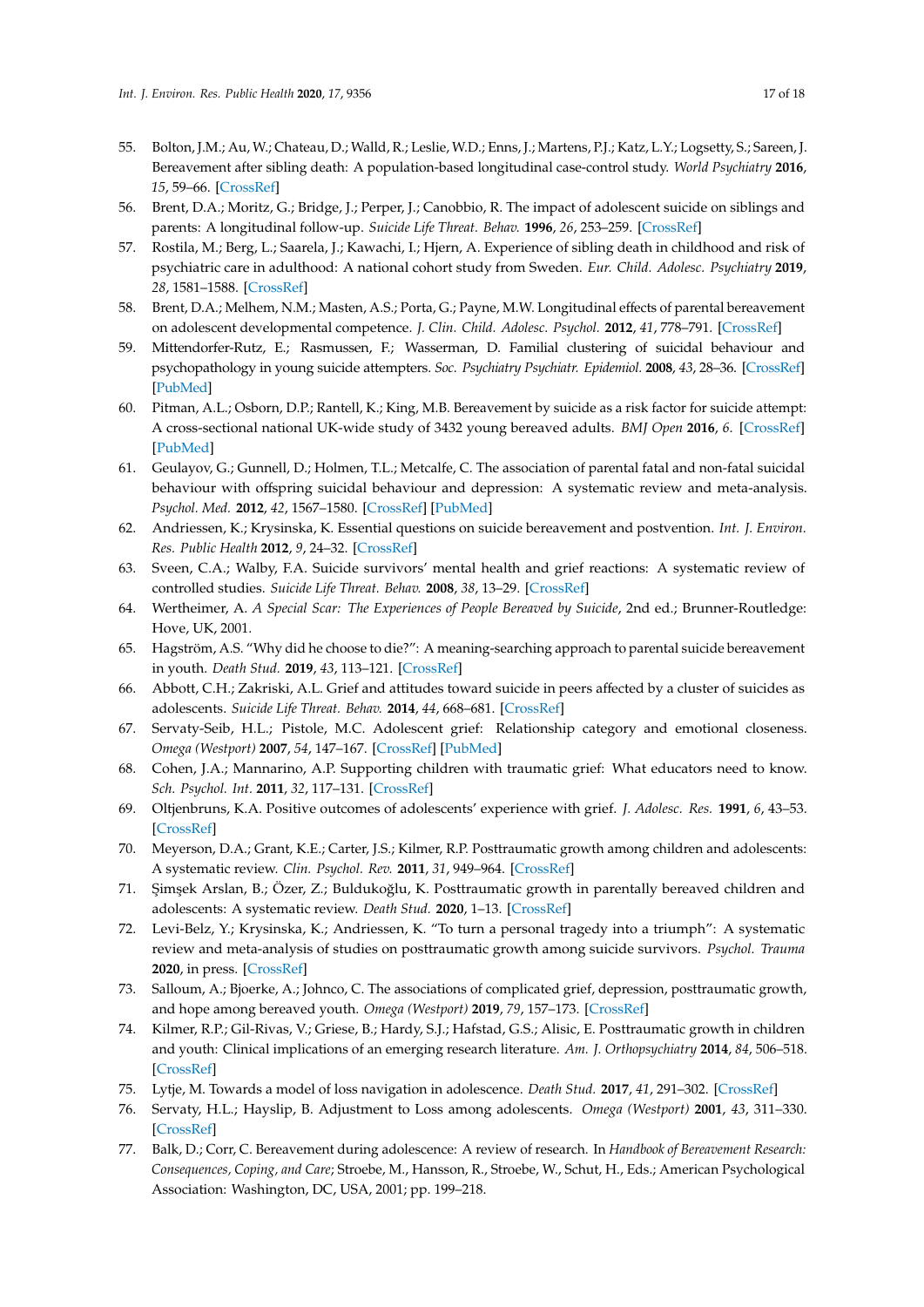55. Bolton, J.M.; Au, W.; Chateau, D.; Walld, R.; Leslie, W.D.; Enns, J.; Martens, P.J.; Katz, L.Y.; Logsetty, S.; Sareen, J. Bereavement after sibling death: A population-based longitudinal case-control study. *World Psychiatry* **2016**, *15*, 59–66. [CrossRef]
56. Brent, D.A.; Moritz, G.; Bridge, J.; Perper, J.; Canobbio, R. The impact of adolescent suicide on siblings and parents: A longitudinal follow-up. *Suicide Life Threat. Behav.* **1996**, *26*, 253–259. [CrossRef]
57. Rostila, M.; Berg, L.; Saarela, J.; Kawachi, I.; Hjern, A. Experience of sibling death in childhood and risk of psychiatric care in adulthood: A national cohort study from Sweden. *Eur. Child. Adolesc. Psychiatry* **2019**, *28*, 1581–1588. [CrossRef]
58. Brent, D.A.; Melhem, N.M.; Masten, A.S.; Porta, G.; Payne, M.W. Longitudinal effects of parental bereavement on adolescent developmental competence. *J. Clin. Child. Adolesc. Psychol.* **2012**, *41*, 778–791. [CrossRef]
59. Mittendorfer-Rutz, E.; Rasmussen, F.; Wasserman, D. Familial clustering of suicidal behaviour and psychopathology in young suicide attempters. *Soc. Psychiatry Psychiatr. Epidemiol.* **2008**, *43*, 28–36. [CrossRef] [PubMed]
60. Pitman, A.L.; Osborn, D.P.; Rantell, K.; King, M.B. Bereavement by suicide as a risk factor for suicide attempt: A cross-sectional national UK-wide study of 3432 young bereaved adults. *BMJ Open* **2016**, *6*. [CrossRef] [PubMed]
61. Geulayov, G.; Gunnell, D.; Holmen, T.L.; Metcalfe, C. The association of parental fatal and non-fatal suicidal behaviour with offspring suicidal behaviour and depression: A systematic review and meta-analysis. *Psychol. Med.* **2012**, *42*, 1567–1580. [CrossRef] [PubMed]
62. Andriessen, K.; Krysinska, K. Essential questions on suicide bereavement and postvention. *Int. J. Environ. Res. Public Health* **2012**, *9*, 24–32. [CrossRef]
63. Sveen, C.A.; Walby, F.A. Suicide survivors' mental health and grief reactions: A systematic review of controlled studies. *Suicide Life Threat. Behav.* **2008**, *38*, 13–29. [CrossRef]
64. Wertheimer, A. *A Special Scar: The Experiences of People Bereaved by Suicide*, 2nd ed.; Brunner-Routledge: Hove, UK, 2001.
65. Hagström, A.S. "Why did he choose to die?": A meaning-searching approach to parental suicide bereavement in youth. *Death Stud.* **2019**, *43*, 113–121. [CrossRef]
66. Abbott, C.H.; Zakriski, A.L. Grief and attitudes toward suicide in peers affected by a cluster of suicides as adolescents. *Suicide Life Threat. Behav.* **2014**, *44*, 668–681. [CrossRef]
67. Servaty-Seib, H.L.; Pistole, M.C. Adolescent grief: Relationship category and emotional closeness. *Omega (Westport)* **2007**, *54*, 147–167. [CrossRef] [PubMed]
68. Cohen, J.A.; Mannarino, A.P. Supporting children with traumatic grief: What educators need to know. *Sch. Psychol. Int.* **2011**, *32*, 117–131. [CrossRef]
69. Oltjenbruns, K.A. Positive outcomes of adolescents' experience with grief. *J. Adolesc. Res.* **1991**, *6*, 43–53. [CrossRef]
70. Meyerson, D.A.; Grant, K.E.; Carter, J.S.; Kilmer, R.P. Posttraumatic growth among children and adolescents: A systematic review. *Clin. Psychol. Rev.* **2011**, *31*, 949–964. [CrossRef]
71. Şimşek Arslan, B.; Özer, Z.; Buldukoğlu, K. Posttraumatic growth in parentally bereaved children and adolescents: A systematic review. *Death Stud.* **2020**, 1–13. [CrossRef]
72. Levi-Belz, Y.; Krysinska, K.; Andriessen, K. "To turn a personal tragedy into a triumph": A systematic review and meta-analysis of studies on posttraumatic growth among suicide survivors. *Psychol. Trauma* **2020**, in press. [CrossRef]
73. Salloum, A.; Bjoerke, A.; Johnco, C. The associations of complicated grief, depression, posttraumatic growth, and hope among bereaved youth. *Omega (Westport)* **2019**, *79*, 157–173. [CrossRef]
74. Kilmer, R.P.; Gil-Rivas, V.; Griese, B.; Hardy, S.J.; Hafstad, G.S.; Alisic, E. Posttraumatic growth in children and youth: Clinical implications of an emerging research literature. *Am. J. Orthopsychiatry* **2014**, *84*, 506–518. [CrossRef]
75. Lytje, M. Towards a model of loss navigation in adolescence. *Death Stud.* **2017**, *41*, 291–302. [CrossRef]
76. Servaty, H.L.; Hayslip, B. Adjustment to Loss among adolescents. *Omega (Westport)* **2001**, *43*, 311–330. [CrossRef]
77. Balk, D.; Corr, C. Bereavement during adolescence: A review of research. In *Handbook of Bereavement Research: Consequences, Coping, and Care*; Stroebe, M., Hansson, R., Stroebe, W., Schut, H., Eds.; American Psychological Association: Washington, DC, USA, 2001; pp. 199–218.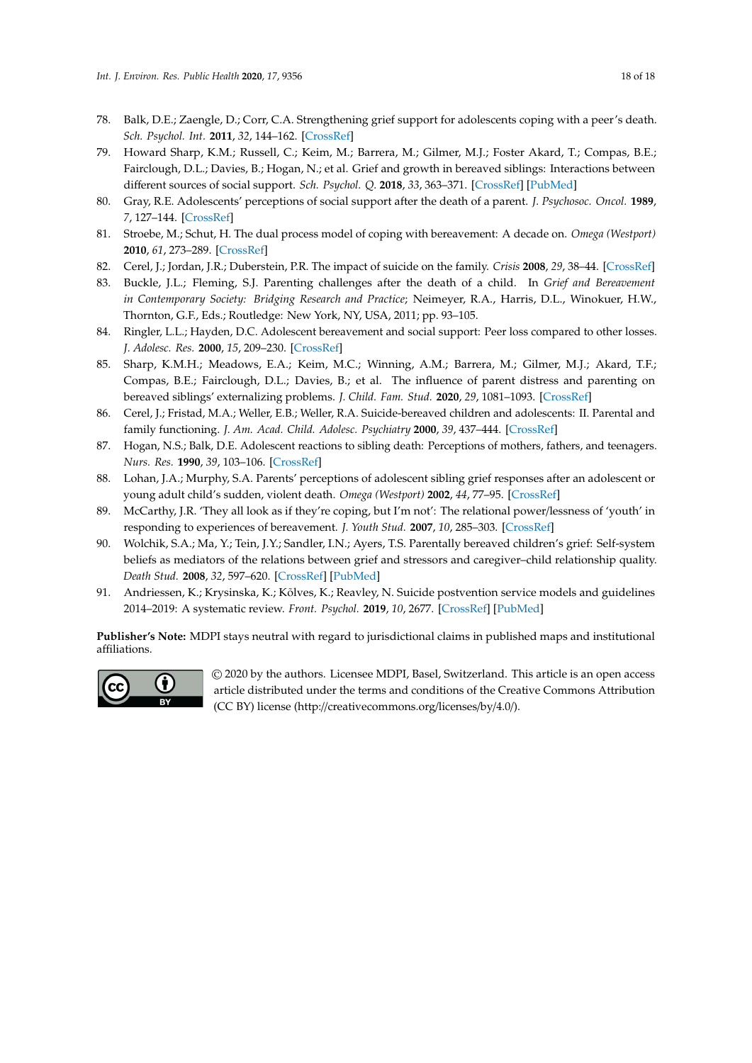78. Balk, D.E.; Zaengle, D.; Corr, C.A. Strengthening grief support for adolescents coping with a peer's death. *Sch. Psychol. Int.* **2011**, *32*, 144–162. [CrossRef]
79. Howard Sharp, K.M.; Russell, C.; Keim, M.; Barrera, M.; Gilmer, M.J.; Foster Akard, T.; Compas, B.E.; Fairclough, D.L.; Davies, B.; Hogan, N.; et al. Grief and growth in bereaved siblings: Interactions between different sources of social support. *Sch. Psychol. Q.* **2018**, *33*, 363–371. [CrossRef] [PubMed]
80. Gray, R.E. Adolescents' perceptions of social support after the death of a parent. *J. Psychosoc. Oncol.* **1989**, *7*, 127–144. [CrossRef]
81. Stroebe, M.; Schut, H. The dual process model of coping with bereavement: A decade on. *Omega (Westport)* **2010**, *61*, 273–289. [CrossRef]
82. Cerel, J.; Jordan, J.R.; Duberstein, P.R. The impact of suicide on the family. *Crisis* **2008**, *29*, 38–44. [CrossRef]
83. Buckle, J.L.; Fleming, S.J. Parenting challenges after the death of a child. In *Grief and Bereavement in Contemporary Society: Bridging Research and Practice*; Neimeyer, R.A., Harris, D.L., Winokuer, H.W., Thornton, G.F., Eds.; Routledge: New York, NY, USA, 2011; pp. 93–105.
84. Ringler, L.L.; Hayden, D.C. Adolescent bereavement and social support: Peer loss compared to other losses. *J. Adolesc. Res.* **2000**, *15*, 209–230. [CrossRef]
85. Sharp, K.M.H.; Meadows, E.A.; Keim, M.C.; Winning, A.M.; Barrera, M.; Gilmer, M.J.; Akard, T.F.; Compas, B.E.; Fairclough, D.L.; Davies, B.; et al. The influence of parent distress and parenting on bereaved siblings' externalizing problems. *J. Child. Fam. Stud.* **2020**, *29*, 1081–1093. [CrossRef]
86. Cerel, J.; Fristad, M.A.; Weller, E.B.; Weller, R.A. Suicide-bereaved children and adolescents: II. Parental and family functioning. *J. Am. Acad. Child. Adolesc. Psychiatry* **2000**, *39*, 437–444. [CrossRef]
87. Hogan, N.S.; Balk, D.E. Adolescent reactions to sibling death: Perceptions of mothers, fathers, and teenagers. *Nurs. Res.* **1990**, *39*, 103–106. [CrossRef]
88. Lohan, J.A.; Murphy, S.A. Parents' perceptions of adolescent sibling grief responses after an adolescent or young adult child's sudden, violent death. *Omega (Westport)* **2002**, *44*, 77–95. [CrossRef]
89. McCarthy, J.R. 'They all look as if they're coping, but I'm not': The relational power/lessness of 'youth' in responding to experiences of bereavement. *J. Youth Stud.* **2007**, *10*, 285–303. [CrossRef]
90. Wolchik, S.A.; Ma, Y.; Tein, J.Y.; Sandler, I.N.; Ayers, T.S. Parentally bereaved children's grief: Self-system beliefs as mediators of the relations between grief and stressors and caregiver–child relationship quality. *Death Stud.* **2008**, *32*, 597–620. [CrossRef] [PubMed]
91. Andriessen, K.; Krysinska, K.; Kõlves, K.; Reavley, N. Suicide postvention service models and guidelines 2014–2019: A systematic review. *Front. Psychol.* **2019**, *10*, 2677. [CrossRef] [PubMed]

**Publisher's Note:** MDPI stays neutral with regard to jurisdictional claims in published maps and institutional affiliations.

© 2020 by the authors. Licensee MDPI, Basel, Switzerland. This article is an open access article distributed under the terms and conditions of the Creative Commons Attribution (CC BY) license (http://creativecommons.org/licenses/by/4.0/).